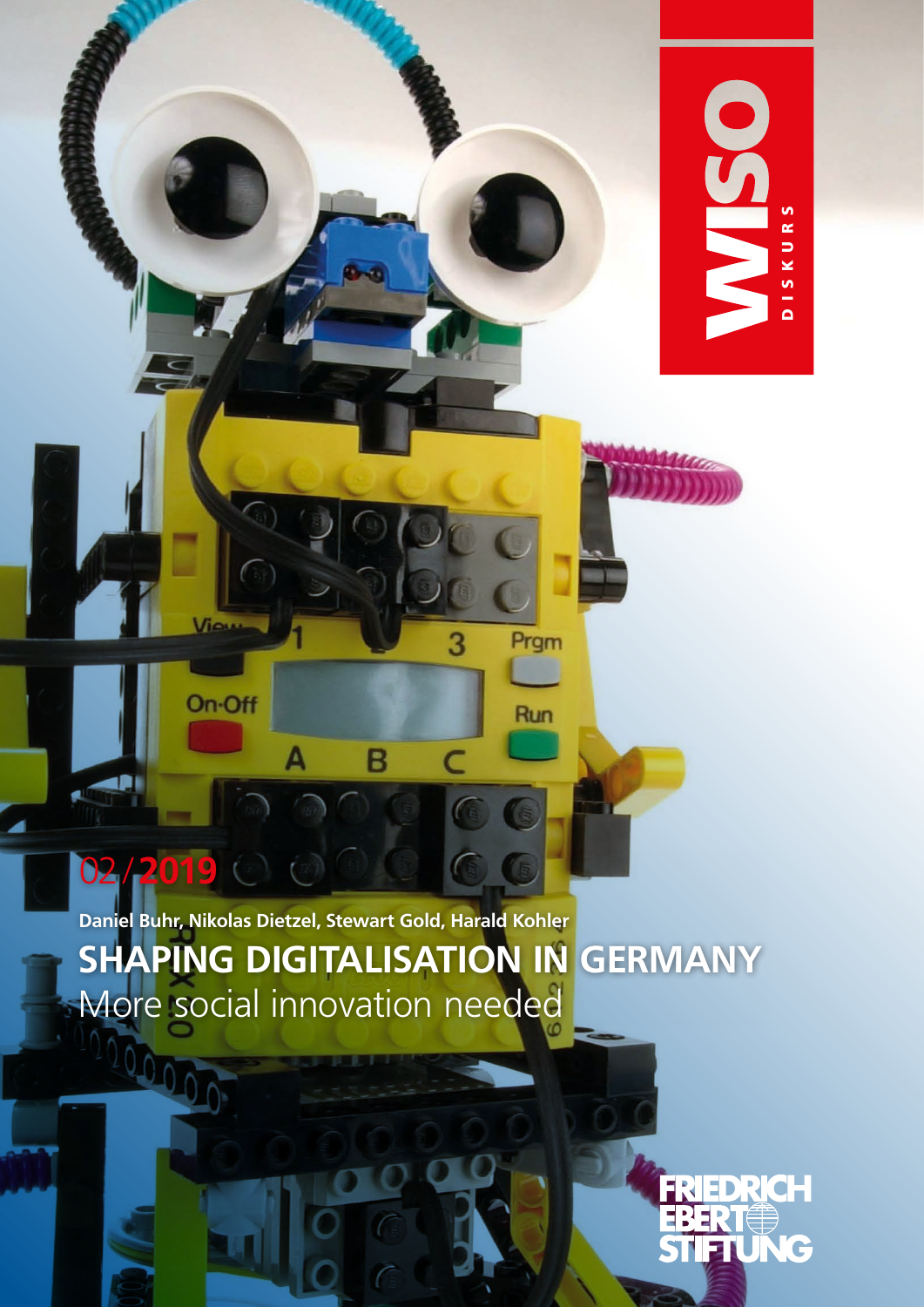WISO DISKURS

02/2019

Daniel Buhr, Nikolas Dietzel, Stewart Gold, Harald Kohler

# SHAPING DIGITALISATION IN GERMANY

More social innovation needed

FRIEDRICH EBERT STIFTUNG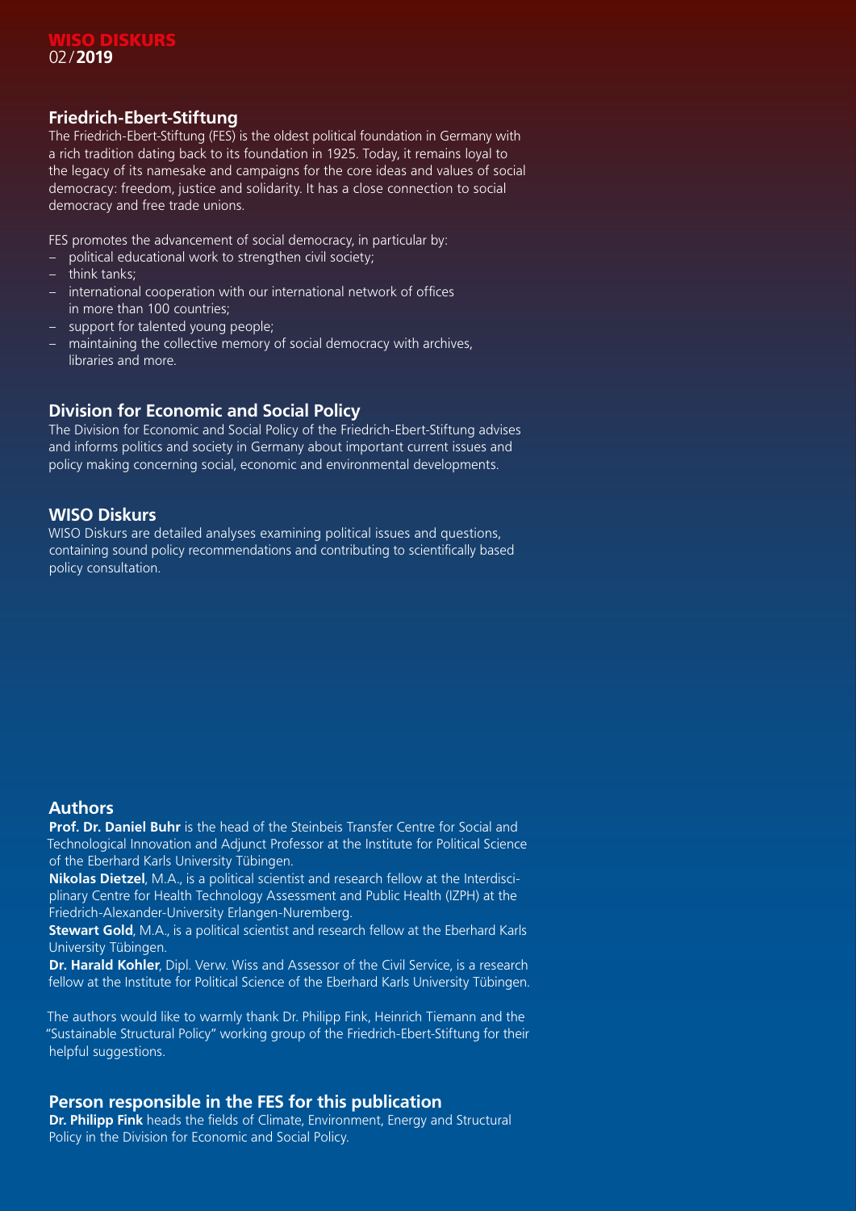## Friedrich-Ebert-Stiftung

The Friedrich-Ebert-Stiftung (FES) is the oldest political foundation in Germany with a rich tradition dating back to its foundation in 1925. Today, it remains loyal to the legacy of its namesake and campaigns for the core ideas and values of social democracy: freedom, justice and solidarity. It has a close connection to social democracy and free trade unions.

FES promotes the advancement of social democracy, in particular by:

- political educational work to strengthen civil society;
- think tanks;
- international cooperation with our international network of offices in more than 100 countries;
- support for talented young people;
- maintaining the collective memory of social democracy with archives, libraries and more.

## Division for Economic and Social Policy

The Division for Economic and Social Policy of the Friedrich-Ebert-Stiftung advises and informs politics and society in Germany about important current issues and policy making concerning social, economic and environmental developments.

## WISO Diskurs

WISO Diskurs are detailed analyses examining political issues and questions, containing sound policy recommendations and contributing to scientifically based policy consultation.

## Authors

**Prof. Dr. Daniel Buhr** is the head of the Steinbeis Transfer Centre for Social and Technological Innovation and Adjunct Professor at the Institute for Political Science of the Eberhard Karls University Tübingen.

**Nikolas Dietzel**, M.A., is a political scientist and research fellow at the Interdisciplinary Centre for Health Technology Assessment and Public Health (IZPH) at the Friedrich-Alexander-University Erlangen-Nuremberg.

**Stewart Gold**, M.A., is a political scientist and research fellow at the Eberhard Karls University Tübingen.

**Dr. Harald Kohler**, Dipl. Verw. Wiss and Assessor of the Civil Service, is a research fellow at the Institute for Political Science of the Eberhard Karls University Tübingen.

The authors would like to warmly thank Dr. Philipp Fink, Heinrich Tiemann and the "Sustainable Structural Policy" working group of the Friedrich-Ebert-Stiftung for their helpful suggestions.

## Person responsible in the FES for this publication

**Dr. Philipp Fink** heads the fields of Climate, Environment, Energy and Structural Policy in the Division for Economic and Social Policy.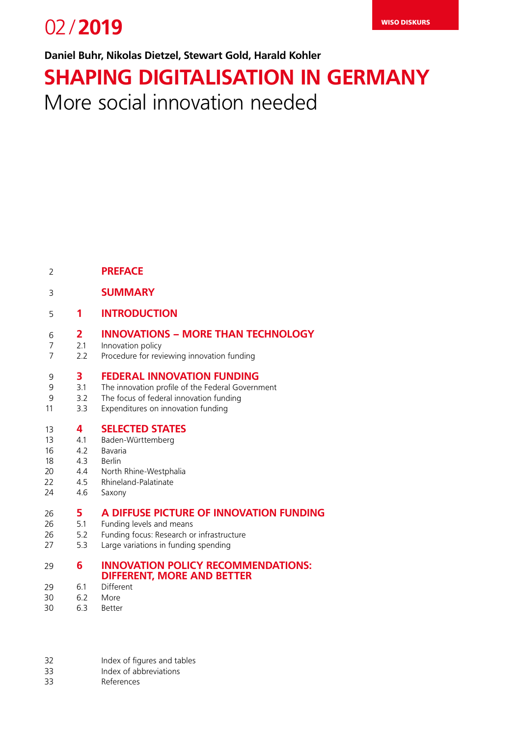02 / **2019**

WISO DISKURS

**Daniel Buhr, Nikolas Dietzel, Stewart Gold, Harald Kohler**

# SHAPING DIGITALISATION IN GERMANY

## More social innovation needed

| | | |
|---|---|---|
| 2 | | **PREFACE** |
| 3 | | **SUMMARY** |
| 5 | **1** | **INTRODUCTION** |
| 6 | **2** | **INNOVATIONS – MORE THAN TECHNOLOGY** |
| 7 | 2.1 | Innovation policy |
| 7 | 2.2 | Procedure for reviewing innovation funding |
| 9 | **3** | **FEDERAL INNOVATION FUNDING** |
| 9 | 3.1 | The innovation profile of the Federal Government |
| 9 | 3.2 | The focus of federal innovation funding |
| 11 | 3.3 | Expenditures on innovation funding |
| 13 | **4** | **SELECTED STATES** |
| 13 | 4.1 | Baden-Württemberg |
| 16 | 4.2 | Bavaria |
| 18 | 4.3 | Berlin |
| 20 | 4.4 | North Rhine-Westphalia |
| 22 | 4.5 | Rhineland-Palatinate |
| 24 | 4.6 | Saxony |
| 26 | **5** | **A DIFFUSE PICTURE OF INNOVATION FUNDING** |
| 26 | 5.1 | Funding levels and means |
| 26 | 5.2 | Funding focus: Research or infrastructure |
| 27 | 5.3 | Large variations in funding spending |
| 29 | **6** | **INNOVATION POLICY RECOMMENDATIONS: DIFFERENT, MORE AND BETTER** |
| 29 | 6.1 | Different |
| 30 | 6.2 | More |
| 30 | 6.3 | Better |
| 32 | | Index of figures and tables |
| 33 | | Index of abbreviations |
| 33 | | References |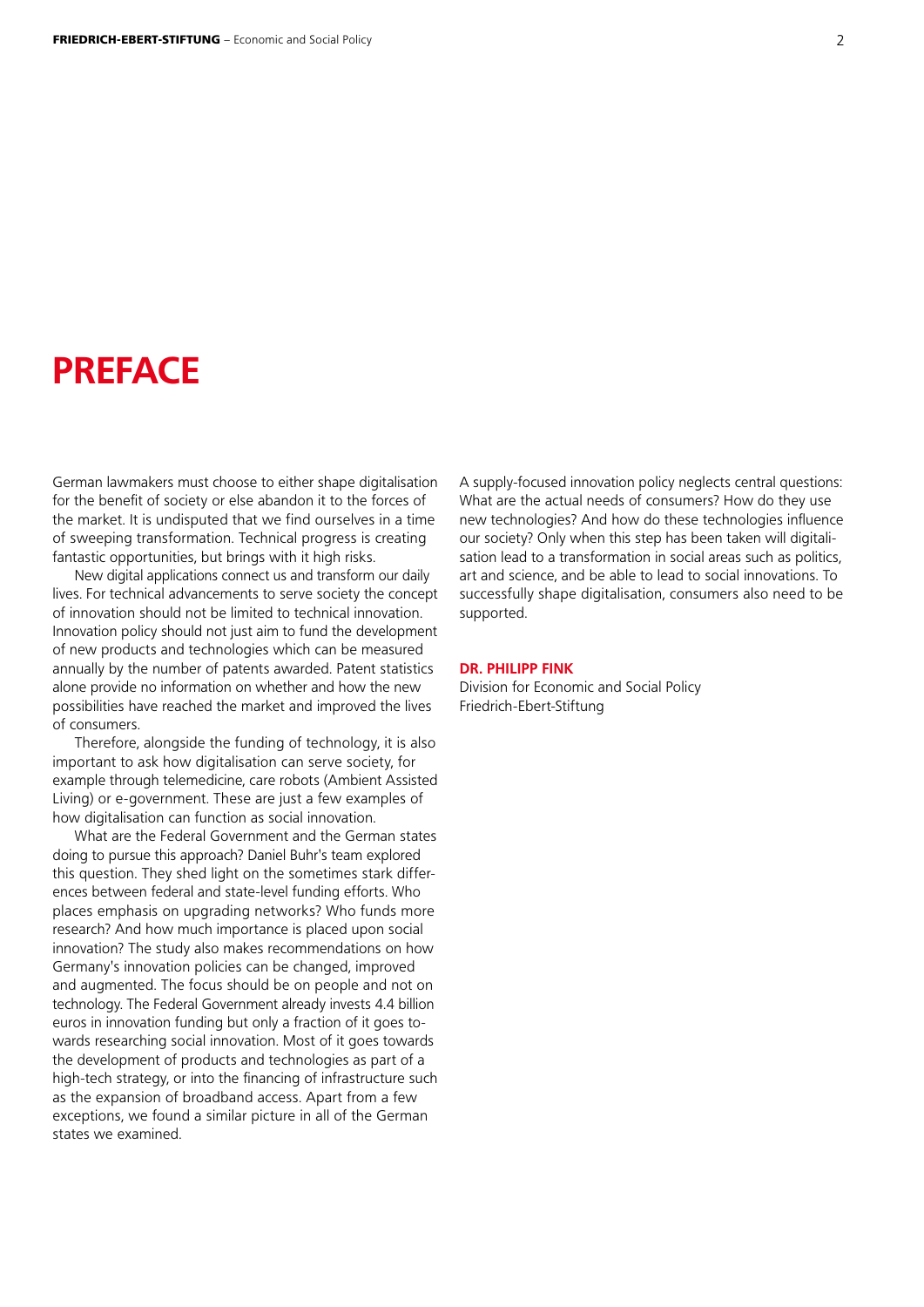# PREFACE

German lawmakers must choose to either shape digitalisation for the benefit of society or else abandon it to the forces of the market. It is undisputed that we find ourselves in a time of sweeping transformation. Technical progress is creating fantastic opportunities, but brings with it high risks.

New digital applications connect us and transform our daily lives. For technical advancements to serve society the concept of innovation should not be limited to technical innovation. Innovation policy should not just aim to fund the development of new products and technologies which can be measured annually by the number of patents awarded. Patent statistics alone provide no information on whether and how the new possibilities have reached the market and improved the lives of consumers.

Therefore, alongside the funding of technology, it is also important to ask how digitalisation can serve society, for example through telemedicine, care robots (Ambient Assisted Living) or e-government. These are just a few examples of how digitalisation can function as social innovation.

What are the Federal Government and the German states doing to pursue this approach? Daniel Buhr's team explored this question. They shed light on the sometimes stark differences between federal and state-level funding efforts. Who places emphasis on upgrading networks? Who funds more research? And how much importance is placed upon social innovation? The study also makes recommendations on how Germany's innovation policies can be changed, improved and augmented. The focus should be on people and not on technology. The Federal Government already invests 4.4 billion euros in innovation funding but only a fraction of it goes towards researching social innovation. Most of it goes towards the development of products and technologies as part of a high-tech strategy, or into the financing of infrastructure such as the expansion of broadband access. Apart from a few exceptions, we found a similar picture in all of the German states we examined.

A supply-focused innovation policy neglects central questions: What are the actual needs of consumers? How do they use new technologies? And how do these technologies influence our society? Only when this step has been taken will digitalisation lead to a transformation in social areas such as politics, art and science, and be able to lead to social innovations. To successfully shape digitalisation, consumers also need to be supported.

**DR. PHILIPP FINK**
Division for Economic and Social Policy
Friedrich-Ebert-Stiftung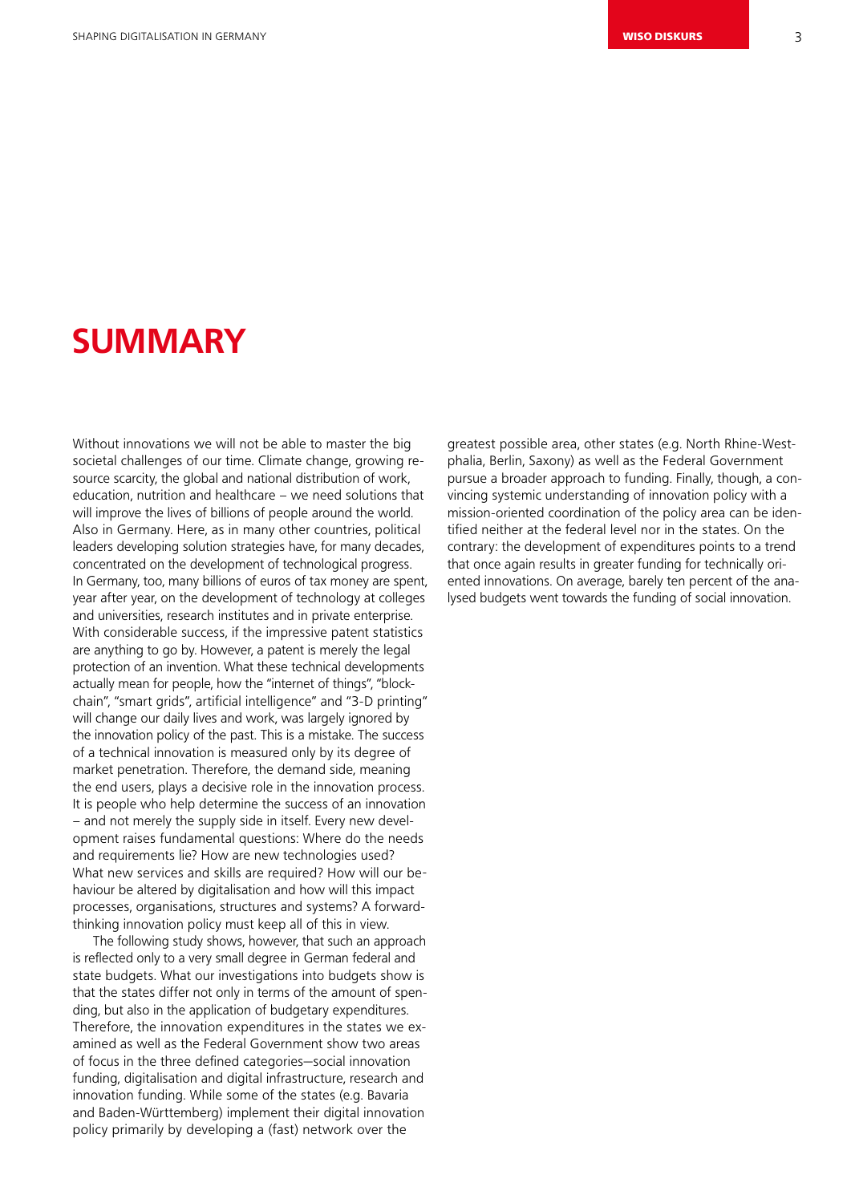# SUMMARY

Without innovations we will not be able to master the big societal challenges of our time. Climate change, growing resource scarcity, the global and national distribution of work, education, nutrition and healthcare – we need solutions that will improve the lives of billions of people around the world. Also in Germany. Here, as in many other countries, political leaders developing solution strategies have, for many decades, concentrated on the development of technological progress. In Germany, too, many billions of euros of tax money are spent, year after year, on the development of technology at colleges and universities, research institutes and in private enterprise. With considerable success, if the impressive patent statistics are anything to go by. However, a patent is merely the legal protection of an invention. What these technical developments actually mean for people, how the "internet of things", "blockchain", "smart grids", artificial intelligence" and "3-D printing" will change our daily lives and work, was largely ignored by the innovation policy of the past. This is a mistake. The success of a technical innovation is measured only by its degree of market penetration. Therefore, the demand side, meaning the end users, plays a decisive role in the innovation process. It is people who help determine the success of an innovation – and not merely the supply side in itself. Every new development raises fundamental questions: Where do the needs and requirements lie? How are new technologies used? What new services and skills are required? How will our behaviour be altered by digitalisation and how will this impact processes, organisations, structures and systems? A forward-thinking innovation policy must keep all of this in view.

The following study shows, however, that such an approach is reflected only to a very small degree in German federal and state budgets. What our investigations into budgets show is that the states differ not only in terms of the amount of spending, but also in the application of budgetary expenditures. Therefore, the innovation expenditures in the states we examined as well as the Federal Government show two areas of focus in the three defined categories—social innovation funding, digitalisation and digital infrastructure, research and innovation funding. While some of the states (e.g. Bavaria and Baden-Württemberg) implement their digital innovation policy primarily by developing a (fast) network over the greatest possible area, other states (e.g. North Rhine-Westphalia, Berlin, Saxony) as well as the Federal Government pursue a broader approach to funding. Finally, though, a convincing systemic understanding of innovation policy with a mission-oriented coordination of the policy area can be identified neither at the federal level nor in the states. On the contrary: the development of expenditures points to a trend that once again results in greater funding for technically oriented innovations. On average, barely ten percent of the analysed budgets went towards the funding of social innovation.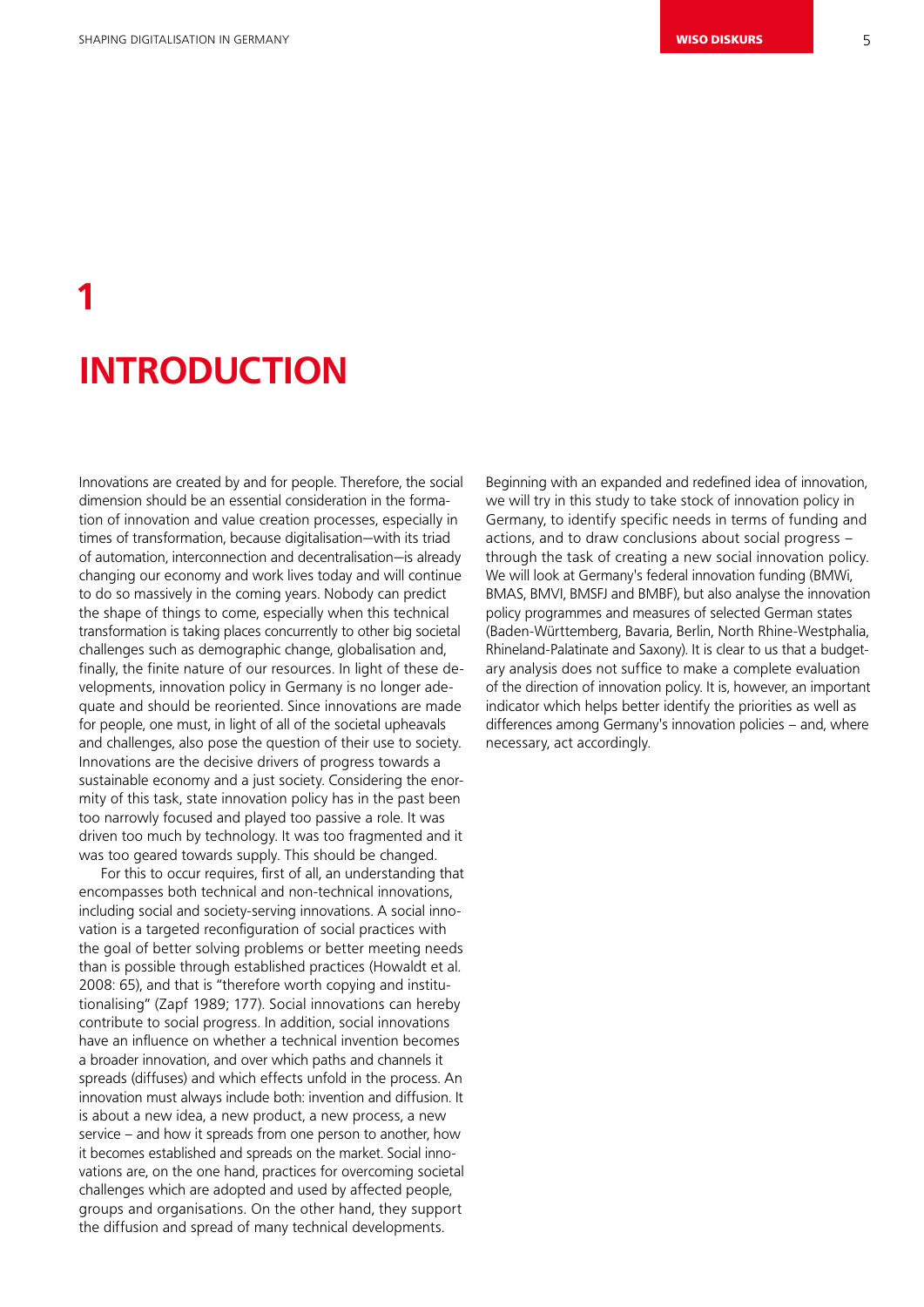# 1

# INTRODUCTION

Innovations are created by and for people. Therefore, the social dimension should be an essential consideration in the formation of innovation and value creation processes, especially in times of transformation, because digitalisation—with its triad of automation, interconnection and decentralisation—is already changing our economy and work lives today and will continue to do so massively in the coming years. Nobody can predict the shape of things to come, especially when this technical transformation is taking places concurrently to other big societal challenges such as demographic change, globalisation and, finally, the finite nature of our resources. In light of these developments, innovation policy in Germany is no longer adequate and should be reoriented. Since innovations are made for people, one must, in light of all of the societal upheavals and challenges, also pose the question of their use to society. Innovations are the decisive drivers of progress towards a sustainable economy and a just society. Considering the enormity of this task, state innovation policy has in the past been too narrowly focused and played too passive a role. It was driven too much by technology. It was too fragmented and it was too geared towards supply. This should be changed.

For this to occur requires, first of all, an understanding that encompasses both technical and non-technical innovations, including social and society-serving innovations. A social innovation is a targeted reconfiguration of social practices with the goal of better solving problems or better meeting needs than is possible through established practices (Howaldt et al. 2008: 65), and that is "therefore worth copying and institutionalising" (Zapf 1989; 177). Social innovations can hereby contribute to social progress. In addition, social innovations have an influence on whether a technical invention becomes a broader innovation, and over which paths and channels it spreads (diffuses) and which effects unfold in the process. An innovation must always include both: invention and diffusion. It is about a new idea, a new product, a new process, a new service – and how it spreads from one person to another, how it becomes established and spreads on the market. Social innovations are, on the one hand, practices for overcoming societal challenges which are adopted and used by affected people, groups and organisations. On the other hand, they support the diffusion and spread of many technical developments.

Beginning with an expanded and redefined idea of innovation, we will try in this study to take stock of innovation policy in Germany, to identify specific needs in terms of funding and actions, and to draw conclusions about social progress – through the task of creating a new social innovation policy. We will look at Germany's federal innovation funding (BMWi, BMAS, BMVI, BMSFJ and BMBF), but also analyse the innovation policy programmes and measures of selected German states (Baden-Württemberg, Bavaria, Berlin, North Rhine-Westphalia, Rhineland-Palatinate and Saxony). It is clear to us that a budgetary analysis does not suffice to make a complete evaluation of the direction of innovation policy. It is, however, an important indicator which helps better identify the priorities as well as differences among Germany's innovation policies – and, where necessary, act accordingly.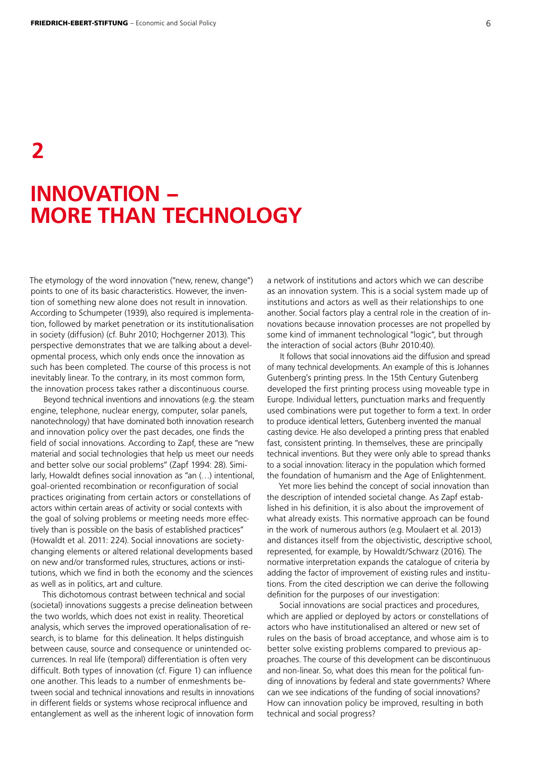# 2

# INNOVATION – MORE THAN TECHNOLOGY

The etymology of the word innovation ("new, renew, change") points to one of its basic characteristics. However, the invention of something new alone does not result in innovation. According to Schumpeter (1939), also required is implementation, followed by market penetration or its institutionalisation in society (diffusion) (cf. Buhr 2010; Hochgerner 2013). This perspective demonstrates that we are talking about a developmental process, which only ends once the innovation as such has been completed. The course of this process is not inevitably linear. To the contrary, in its most common form, the innovation process takes rather a discontinuous course.

Beyond technical inventions and innovations (e.g. the steam engine, telephone, nuclear energy, computer, solar panels, nanotechnology) that have dominated both innovation research and innovation policy over the past decades, one finds the field of social innovations. According to Zapf, these are "new material and social technologies that help us meet our needs and better solve our social problems" (Zapf 1994: 28). Similarly, Howaldt defines social innovation as "an (…) intentional, goal-oriented recombination or reconfiguration of social practices originating from certain actors or constellations of actors within certain areas of activity or social contexts with the goal of solving problems or meeting needs more effectively than is possible on the basis of established practices" (Howaldt et al. 2011: 224). Social innovations are society-changing elements or altered relational developments based on new and/or transformed rules, structures, actions or institutions, which we find in both the economy and the sciences as well as in politics, art and culture.

This dichotomous contrast between technical and social (societal) innovations suggests a precise delineation between the two worlds, which does not exist in reality. Theoretical analysis, which serves the improved operationalisation of research, is to blame for this delineation. It helps distinguish between cause, source and consequence or unintended occurrences. In real life (temporal) differentiation is often very difficult. Both types of innovation (cf. Figure 1) can influence one another. This leads to a number of enmeshments between social and technical innovations and results in innovations in different fields or systems whose reciprocal influence and entanglement as well as the inherent logic of innovation form a network of institutions and actors which we can describe as an innovation system. This is a social system made up of institutions and actors as well as their relationships to one another. Social factors play a central role in the creation of innovations because innovation processes are not propelled by some kind of immanent technological "logic", but through the interaction of social actors (Buhr 2010:40).

It follows that social innovations aid the diffusion and spread of many technical developments. An example of this is Johannes Gutenberg's printing press. In the 15th Century Gutenberg developed the first printing process using moveable type in Europe. Individual letters, punctuation marks and frequently used combinations were put together to form a text. In order to produce identical letters, Gutenberg invented the manual casting device. He also developed a printing press that enabled fast, consistent printing. In themselves, these are principally technical inventions. But they were only able to spread thanks to a social innovation: literacy in the population which formed the foundation of humanism and the Age of Enlightenment.

Yet more lies behind the concept of social innovation than the description of intended societal change. As Zapf established in his definition, it is also about the improvement of what already exists. This normative approach can be found in the work of numerous authors (e.g. Moulaert et al. 2013) and distances itself from the objectivistic, descriptive school, represented, for example, by Howaldt/Schwarz (2016). The normative interpretation expands the catalogue of criteria by adding the factor of improvement of existing rules and institutions. From the cited description we can derive the following definition for the purposes of our investigation:

Social innovations are social practices and procedures, which are applied or deployed by actors or constellations of actors who have institutionalised an altered or new set of rules on the basis of broad acceptance, and whose aim is to better solve existing problems compared to previous approaches. The course of this development can be discontinuous and non-linear. So, what does this mean for the political funding of innovations by federal and state governments? Where can we see indications of the funding of social innovations? How can innovation policy be improved, resulting in both technical and social progress?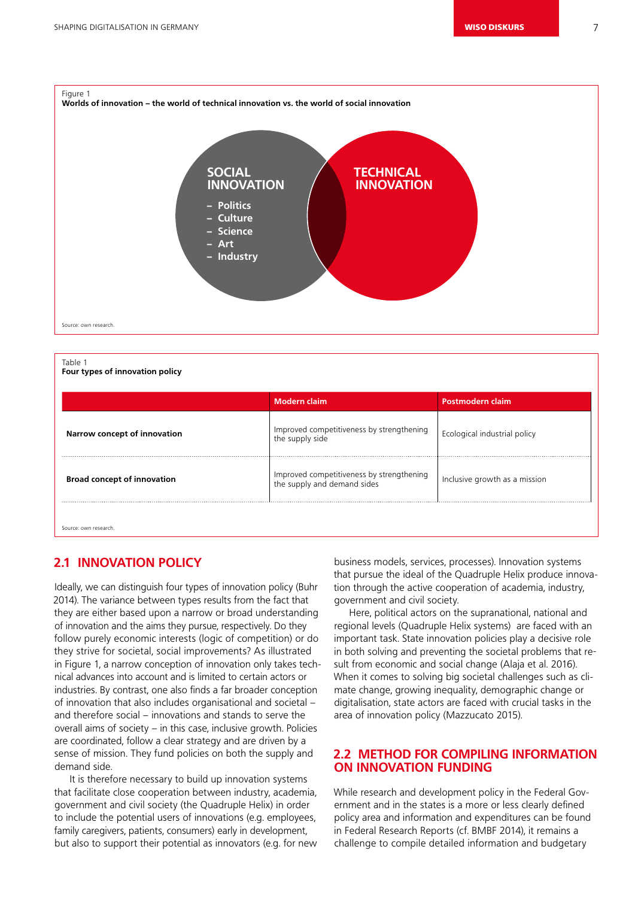Figure 1
**Worlds of innovation – the world of technical innovation vs. the world of social innovation**

SOCIAL INNOVATION
- Politics
- Culture
- Science
- Art
- Industry

TECHNICAL INNOVATION

Source: own research.

Table 1
**Four types of innovation policy**

| | Modern claim | Postmodern claim |
|---|---|---|
| **Narrow concept of innovation** | Improved competitiveness by strengthening the supply side | Ecological industrial policy |
| **Broad concept of innovation** | Improved competitiveness by strengthening the supply and demand sides | Inclusive growth as a mission |

Source: own research.

## 2.1 INNOVATION POLICY

Ideally, we can distinguish four types of innovation policy (Buhr 2014). The variance between types results from the fact that they are either based upon a narrow or broad understanding of innovation and the aims they pursue, respectively. Do they follow purely economic interests (logic of competition) or do they strive for societal, social improvements? As illustrated in Figure 1, a narrow conception of innovation only takes technical advances into account and is limited to certain actors or industries. By contrast, one also finds a far broader conception of innovation that also includes organisational and societal – and therefore social – innovations and stands to serve the overall aims of society – in this case, inclusive growth. Policies are coordinated, follow a clear strategy and are driven by a sense of mission. They fund policies on both the supply and demand side.

It is therefore necessary to build up innovation systems that facilitate close cooperation between industry, academia, government and civil society (the Quadruple Helix) in order to include the potential users of innovations (e.g. employees, family caregivers, patients, consumers) early in development, but also to support their potential as innovators (e.g. for new business models, services, processes). Innovation systems that pursue the ideal of the Quadruple Helix produce innovation through the active cooperation of academia, industry, government and civil society.

Here, political actors on the supranational, national and regional levels (Quadruple Helix systems) are faced with an important task. State innovation policies play a decisive role in both solving and preventing the societal problems that result from economic and social change (Alaja et al. 2016). When it comes to solving big societal challenges such as climate change, growing inequality, demographic change or digitalisation, state actors are faced with crucial tasks in the area of innovation policy (Mazzucato 2015).

## 2.2 METHOD FOR COMPILING INFORMATION ON INNOVATION FUNDING

While research and development policy in the Federal Government and in the states is a more or less clearly defined policy area and information and expenditures can be found in Federal Research Reports (cf. BMBF 2014), it remains a challenge to compile detailed information and budgetary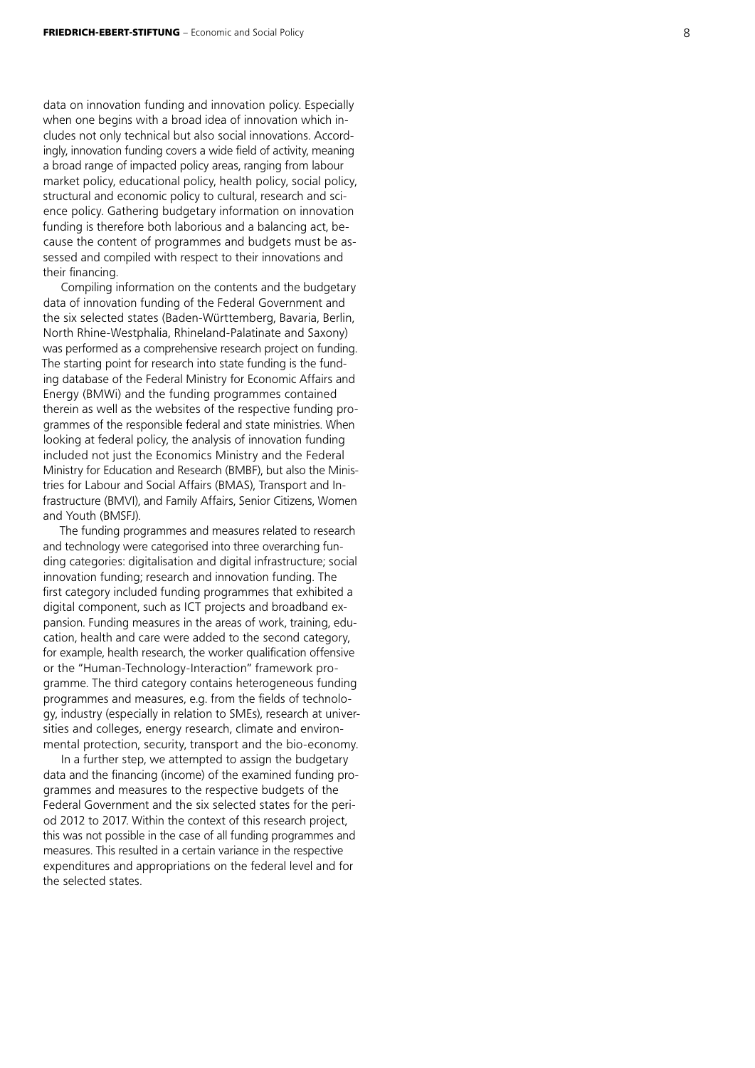data on innovation funding and innovation policy. Especially when one begins with a broad idea of innovation which includes not only technical but also social innovations. Accordingly, innovation funding covers a wide field of activity, meaning a broad range of impacted policy areas, ranging from labour market policy, educational policy, health policy, social policy, structural and economic policy to cultural, research and science policy. Gathering budgetary information on innovation funding is therefore both laborious and a balancing act, because the content of programmes and budgets must be assessed and compiled with respect to their innovations and their financing.

Compiling information on the contents and the budgetary data of innovation funding of the Federal Government and the six selected states (Baden-Württemberg, Bavaria, Berlin, North Rhine-Westphalia, Rhineland-Palatinate and Saxony) was performed as a comprehensive research project on funding. The starting point for research into state funding is the funding database of the Federal Ministry for Economic Affairs and Energy (BMWi) and the funding programmes contained therein as well as the websites of the respective funding programmes of the responsible federal and state ministries. When looking at federal policy, the analysis of innovation funding included not just the Economics Ministry and the Federal Ministry for Education and Research (BMBF), but also the Ministries for Labour and Social Affairs (BMAS), Transport and Infrastructure (BMVI), and Family Affairs, Senior Citizens, Women and Youth (BMSFJ).

The funding programmes and measures related to research and technology were categorised into three overarching funding categories: digitalisation and digital infrastructure; social innovation funding; research and innovation funding. The first category included funding programmes that exhibited a digital component, such as ICT projects and broadband expansion. Funding measures in the areas of work, training, education, health and care were added to the second category, for example, health research, the worker qualification offensive or the "Human-Technology-Interaction" framework programme. The third category contains heterogeneous funding programmes and measures, e.g. from the fields of technology, industry (especially in relation to SMEs), research at universities and colleges, energy research, climate and environmental protection, security, transport and the bio-economy.

In a further step, we attempted to assign the budgetary data and the financing (income) of the examined funding programmes and measures to the respective budgets of the Federal Government and the six selected states for the period 2012 to 2017. Within the context of this research project, this was not possible in the case of all funding programmes and measures. This resulted in a certain variance in the respective expenditures and appropriations on the federal level and for the selected states.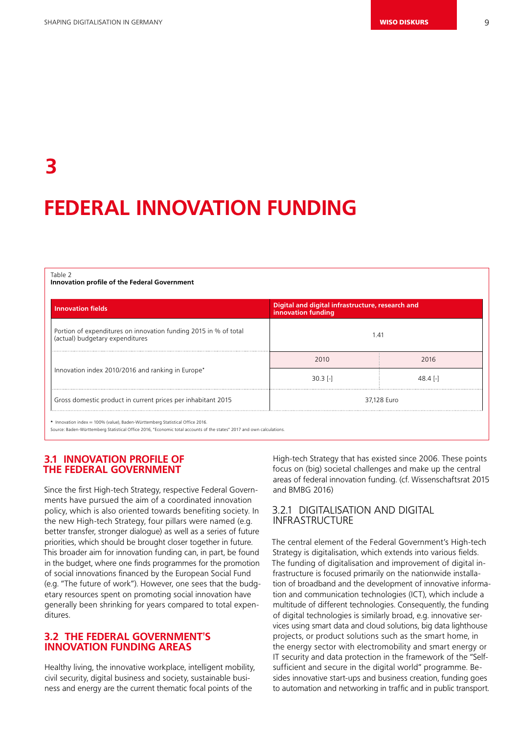# 3

# FEDERAL INNOVATION FUNDING

Table 2
**Innovation profile of the Federal Government**

| Innovation fields | Digital and digital infrastructure, research and innovation funding | |
|---|---|---|
| Portion of expenditures on innovation funding 2015 in % of total (actual) budgetary expenditures | 1.41 | |
| Innovation index 2010/2016 and ranking in Europe* | 2010 | 2016 |
| | 30.3 [-] | 48.4 [-] |
| Gross domestic product in current prices per inhabitant 2015 | 37,128 Euro | |

* Innovation index = 100% (value), Baden-Württemberg Statistical Office 2016.
Source: Baden-Württemberg Statistical Office 2016, "Economic total accounts of the states" 2017 and own calculations.

## 3.1 INNOVATION PROFILE OF THE FEDERAL GOVERNMENT

Since the first High-tech Strategy, respective Federal Governments have pursued the aim of a coordinated innovation policy, which is also oriented towards benefiting society. In the new High-tech Strategy, four pillars were named (e.g. better transfer, stronger dialogue) as well as a series of future priorities, which should be brought closer together in future. This broader aim for innovation funding can, in part, be found in the budget, where one finds programmes for the promotion of social innovations financed by the European Social Fund (e.g. "The future of work"). However, one sees that the budgetary resources spent on promoting social innovation have generally been shrinking for years compared to total expenditures.

## 3.2 THE FEDERAL GOVERNMENT'S INNOVATION FUNDING AREAS

Healthy living, the innovative workplace, intelligent mobility, civil security, digital business and society, sustainable business and energy are the current thematic focal points of the High-tech Strategy that has existed since 2006. These points focus on (big) societal challenges and make up the central areas of federal innovation funding. (cf. Wissenschaftsrat 2015 and BMBG 2016)

### 3.2.1 DIGITALISATION AND DIGITAL INFRASTRUCTURE

The central element of the Federal Government's High-tech Strategy is digitalisation, which extends into various fields. The funding of digitalisation and improvement of digital infrastructure is focused primarily on the nationwide installation of broadband and the development of innovative information and communication technologies (ICT), which include a multitude of different technologies. Consequently, the funding of digital technologies is similarly broad, e.g. innovative services using smart data and cloud solutions, big data lighthouse projects, or product solutions such as the smart home, in the energy sector with electromobility and smart energy or IT security and data protection in the framework of the "Self-sufficient and secure in the digital world" programme. Besides innovative start-ups and business creation, funding goes to automation and networking in traffic and in public transport.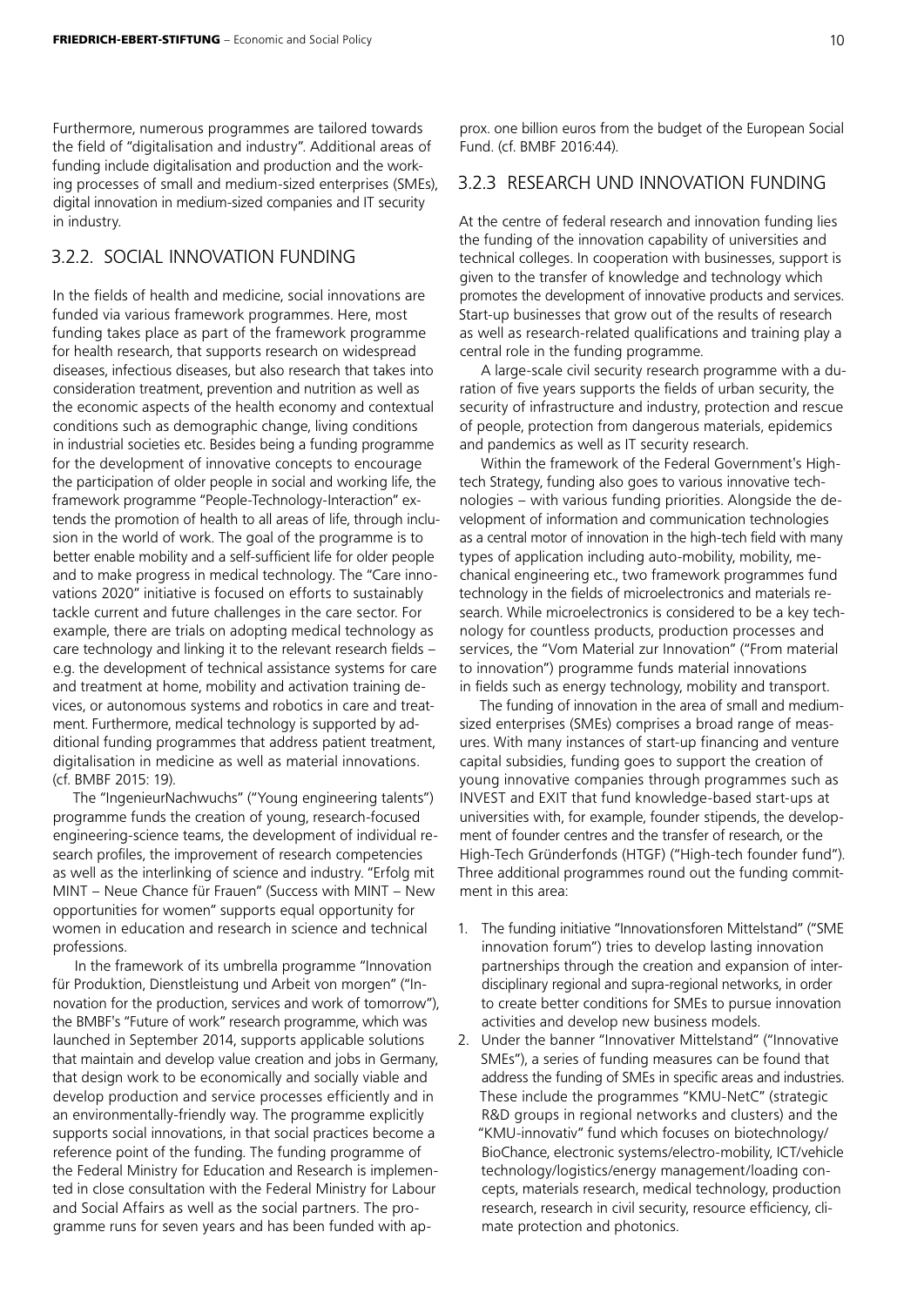Furthermore, numerous programmes are tailored towards the field of "digitalisation and industry". Additional areas of funding include digitalisation and production and the working processes of small and medium-sized enterprises (SMEs), digital innovation in medium-sized companies and IT security in industry.

### 3.2.2. SOCIAL INNOVATION FUNDING

In the fields of health and medicine, social innovations are funded via various framework programmes. Here, most funding takes place as part of the framework programme for health research, that supports research on widespread diseases, infectious diseases, but also research that takes into consideration treatment, prevention and nutrition as well as the economic aspects of the health economy and contextual conditions such as demographic change, living conditions in industrial societies etc. Besides being a funding programme for the development of innovative concepts to encourage the participation of older people in social and working life, the framework programme "People-Technology-Interaction" extends the promotion of health to all areas of life, through inclusion in the world of work. The goal of the programme is to better enable mobility and a self-sufficient life for older people and to make progress in medical technology. The "Care innovations 2020" initiative is focused on efforts to sustainably tackle current and future challenges in the care sector. For example, there are trials on adopting medical technology as care technology and linking it to the relevant research fields – e.g. the development of technical assistance systems for care and treatment at home, mobility and activation training devices, or autonomous systems and robotics in care and treatment. Furthermore, medical technology is supported by additional funding programmes that address patient treatment, digitalisation in medicine as well as material innovations. (cf. BMBF 2015: 19).

The "IngenieurNachwuchs" ("Young engineering talents") programme funds the creation of young, research-focused engineering-science teams, the development of individual research profiles, the improvement of research competencies as well as the interlinking of science and industry. "Erfolg mit MINT – Neue Chance für Frauen" (Success with MINT – New opportunities for women" supports equal opportunity for women in education and research in science and technical professions.

In the framework of its umbrella programme "Innovation für Produktion, Dienstleistung und Arbeit von morgen" ("Innovation for the production, services and work of tomorrow"), the BMBF's "Future of work" research programme, which was launched in September 2014, supports applicable solutions that maintain and develop value creation and jobs in Germany, that design work to be economically and socially viable and develop production and service processes efficiently and in an environmentally-friendly way. The programme explicitly supports social innovations, in that social practices become a reference point of the funding. The funding programme of the Federal Ministry for Education and Research is implemented in close consultation with the Federal Ministry for Labour and Social Affairs as well as the social partners. The programme runs for seven years and has been funded with approx. one billion euros from the budget of the European Social Fund. (cf. BMBF 2016:44).

### 3.2.3 RESEARCH UND INNOVATION FUNDING

At the centre of federal research and innovation funding lies the funding of the innovation capability of universities and technical colleges. In cooperation with businesses, support is given to the transfer of knowledge and technology which promotes the development of innovative products and services. Start-up businesses that grow out of the results of research as well as research-related qualifications and training play a central role in the funding programme.

A large-scale civil security research programme with a duration of five years supports the fields of urban security, the security of infrastructure and industry, protection and rescue of people, protection from dangerous materials, epidemics and pandemics as well as IT security research.

Within the framework of the Federal Government's High-tech Strategy, funding also goes to various innovative technologies – with various funding priorities. Alongside the development of information and communication technologies as a central motor of innovation in the high-tech field with many types of application including auto-mobility, mobility, mechanical engineering etc., two framework programmes fund technology in the fields of microelectronics and materials research. While microelectronics is considered to be a key technology for countless products, production processes and services, the "Vom Material zur Innovation" ("From material to innovation") programme funds material innovations in fields such as energy technology, mobility and transport.

The funding of innovation in the area of small and medium-sized enterprises (SMEs) comprises a broad range of measures. With many instances of start-up financing and venture capital subsidies, funding goes to support the creation of young innovative companies through programmes such as INVEST and EXIT that fund knowledge-based start-ups at universities with, for example, founder stipends, the development of founder centres and the transfer of research, or the High-Tech Gründerfonds (HTGF) ("High-tech founder fund"). Three additional programmes round out the funding commitment in this area:

1. The funding initiative "Innovationsforen Mittelstand" ("SME innovation forum") tries to develop lasting innovation partnerships through the creation and expansion of interdisciplinary regional and supra-regional networks, in order to create better conditions for SMEs to pursue innovation activities and develop new business models.
2. Under the banner "Innovativer Mittelstand" ("Innovative SMEs"), a series of funding measures can be found that address the funding of SMEs in specific areas and industries. These include the programmes "KMU-NetC" (strategic R&D groups in regional networks and clusters) and the "KMU-innovativ" fund which focuses on biotechnology/BioChance, electronic systems/electro-mobility, ICT/vehicle technology/logistics/energy management/loading concepts, materials research, medical technology, production research, research in civil security, resource efficiency, climate protection and photonics.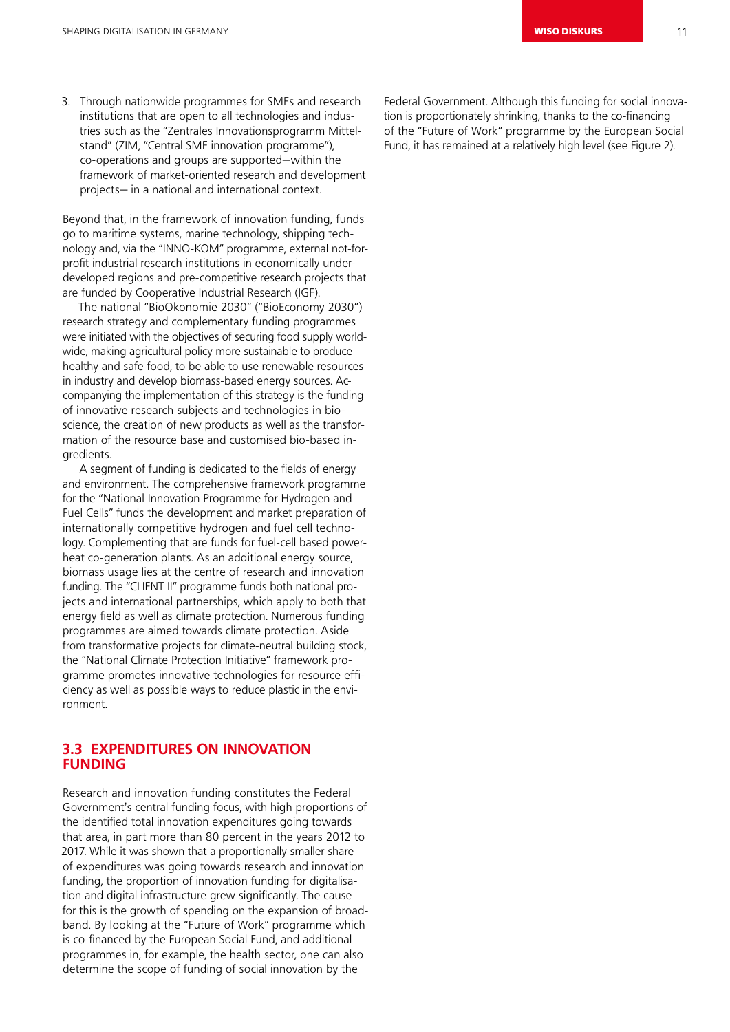3. Through nationwide programmes for SMEs and research institutions that are open to all technologies and industries such as the "Zentrales Innovationsprogramm Mittelstand" (ZIM, "Central SME innovation programme"), co-operations and groups are supported—within the framework of market-oriented research and development projects— in a national and international context.

Beyond that, in the framework of innovation funding, funds go to maritime systems, marine technology, shipping technology and, via the "INNO-KOM" programme, external not-for-profit industrial research institutions in economically under-developed regions and pre-competitive research projects that are funded by Cooperative Industrial Research (IGF).

The national "BioOkonomie 2030" ("BioEconomy 2030") research strategy and complementary funding programmes were initiated with the objectives of securing food supply worldwide, making agricultural policy more sustainable to produce healthy and safe food, to be able to use renewable resources in industry and develop biomass-based energy sources. Accompanying the implementation of this strategy is the funding of innovative research subjects and technologies in bioscience, the creation of new products as well as the transformation of the resource base and customised bio-based ingredients.

A segment of funding is dedicated to the fields of energy and environment. The comprehensive framework programme for the "National Innovation Programme for Hydrogen and Fuel Cells" funds the development and market preparation of internationally competitive hydrogen and fuel cell technology. Complementing that are funds for fuel-cell based power-heat co-generation plants. As an additional energy source, biomass usage lies at the centre of research and innovation funding. The "CLIENT II" programme funds both national projects and international partnerships, which apply to both that energy field as well as climate protection. Numerous funding programmes are aimed towards climate protection. Aside from transformative projects for climate-neutral building stock, the "National Climate Protection Initiative" framework programme promotes innovative technologies for resource efficiency as well as possible ways to reduce plastic in the environment.

## 3.3 EXPENDITURES ON INNOVATION FUNDING

Research and innovation funding constitutes the Federal Government's central funding focus, with high proportions of the identified total innovation expenditures going towards that area, in part more than 80 percent in the years 2012 to 2017. While it was shown that a proportionally smaller share of expenditures was going towards research and innovation funding, the proportion of innovation funding for digitalisation and digital infrastructure grew significantly. The cause for this is the growth of spending on the expansion of broadband. By looking at the "Future of Work" programme which is co-financed by the European Social Fund, and additional programmes in, for example, the health sector, one can also determine the scope of funding of social innovation by the Federal Government. Although this funding for social innovation is proportionately shrinking, thanks to the co-financing of the "Future of Work" programme by the European Social Fund, it has remained at a relatively high level (see Figure 2).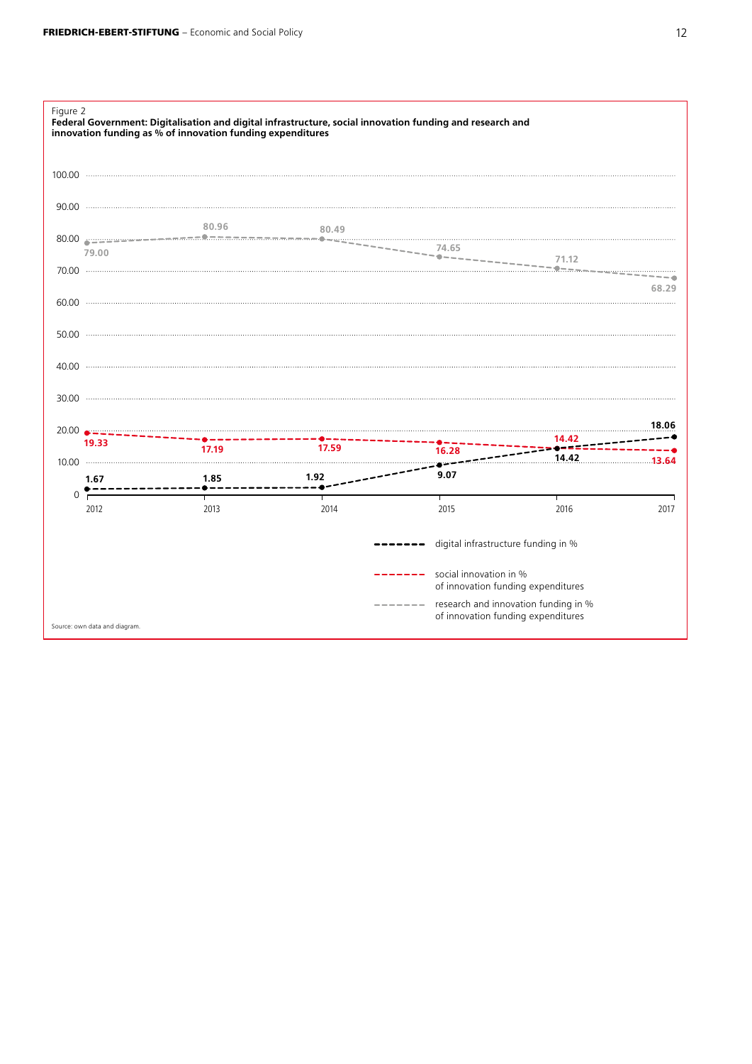Figure 2

**Federal Government: Digitalisation and digital infrastructure, social innovation funding and research and innovation funding as % of innovation funding expenditures**

| | 2012 | 2013 | 2014 | 2015 | 2016 | 2017 |
|---|---|---|---|---|---|---|
| digital infrastructure funding in % | 1.67 | 1.85 | 1.92 | 9.07 | 14.42 | 18.06 |
| social innovation in % of innovation funding expenditures | 19.33 | 17.19 | 17.59 | 16.28 | 14.42 | 13.64 |
| research and innovation funding in % of innovation funding expenditures | 79.00 | 80.96 | 80.49 | 74.65 | 71.12 | 68.29 |

Source: own data and diagram.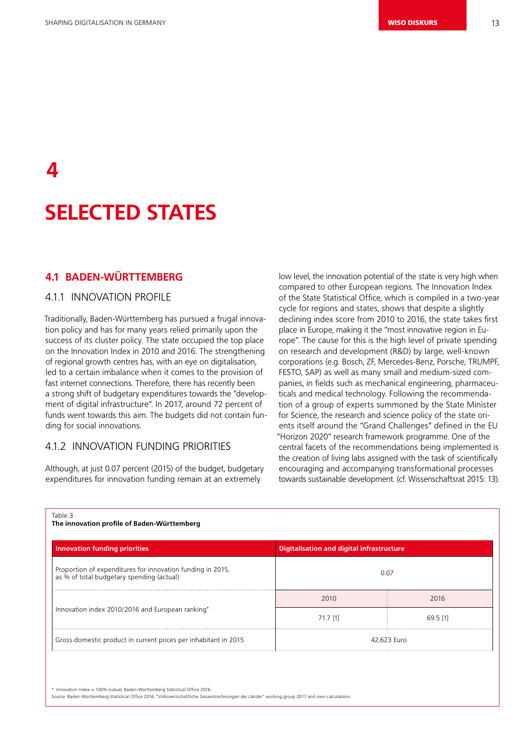# 4

# SELECTED STATES

## 4.1 BADEN-WÜRTTEMBERG

### 4.1.1 INNOVATION PROFILE

Traditionally, Baden-Württemberg has pursued a frugal innovation policy and has for many years relied primarily upon the success of its cluster policy. The state occupied the top place on the Innovation Index in 2010 and 2016. The strengthening of regional growth centres has, with an eye on digitalisation, led to a certain imbalance when it comes to the provision of fast internet connections. Therefore, there has recently been a strong shift of budgetary expenditures towards the "development of digital infrastructure". In 2017, around 72 percent of funds went towards this aim. The budgets did not contain funding for social innovations.

### 4.1.2 INNOVATION FUNDING PRIORITIES

Although, at just 0.07 percent (2015) of the budget, budgetary expenditures for innovation funding remain at an extremely low level, the innovation potential of the state is very high when compared to other European regions. The Innovation Index of the State Statistical Office, which is compiled in a two-year cycle for regions and states, shows that despite a slightly declining index score from 2010 to 2016, the state takes first place in Europe, making it the "most innovative region in Europe". The cause for this is the high level of private spending on research and development (R&D) by large, well-known corporations (e.g. Bosch, ZF, Mercedes-Benz, Porsche, TRUMPF, FESTO, SAP) as well as many small and medium-sized companies, in fields such as mechanical engineering, pharmaceuticals and medical technology. Following the recommendation of a group of experts summoned by the State Minister for Science, the research and science policy of the state orients itself around the "Grand Challenges" defined in the EU "Horizon 2020" research framework programme. One of the central facets of the recommendations being implemented is the creation of living labs assigned with the task of scientifically encouraging and accompanying transformational processes towards sustainable development. (cf. Wissenschaftsrat 2015: 13).

Table 3
**The innovation profile of Baden-Württemberg**

| Innovation funding priorities | Digitalisation and digital infrastructure | |
|---|---|---|
| Proportion of expenditures for innovation funding in 2015, as % of total budgetary spending (actual) | 0.07 | |
| Innovation index 2010/2016 and European ranking* | 2010 | 2016 |
| | 71.7 [1] | 69.5 [1] |
| Gross domestic product in current prices per inhabitant in 2015 | 42,623 Euro | |

\* Innovation Index = 100% (value), Baden-Württemberg Statistical Office 2016.
Source: Baden-Württemberg Statistical Office 2016, "Volkswirtschaftliche Gesamtrechnungen der Länder" working group 2017 and own calculations.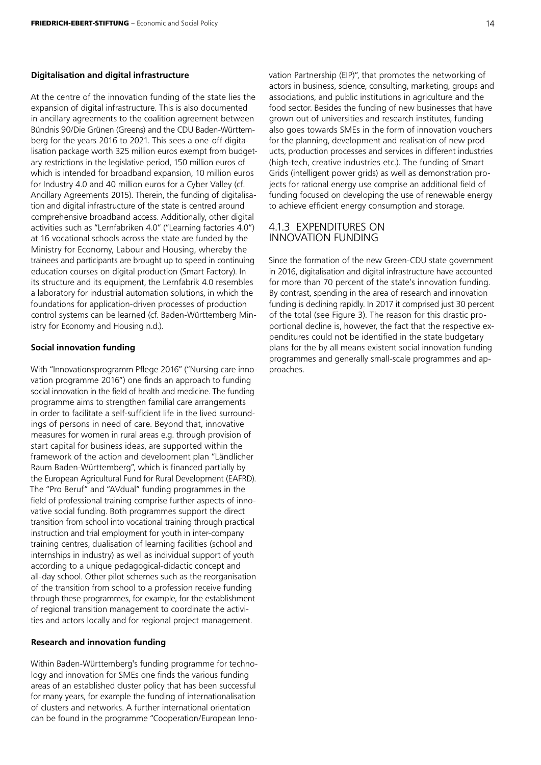**Digitalisation and digital infrastructure**

At the centre of the innovation funding of the state lies the expansion of digital infrastructure. This is also documented in ancillary agreements to the coalition agreement between Bündnis 90/Die Grünen (Greens) and the CDU Baden-Württemberg for the years 2016 to 2021. This sees a one-off digitalisation package worth 325 million euros exempt from budgetary restrictions in the legislative period, 150 million euros of which is intended for broadband expansion, 10 million euros for Industry 4.0 and 40 million euros for a Cyber Valley (cf. Ancillary Agreements 2015). Therein, the funding of digitalisation and digital infrastructure of the state is centred around comprehensive broadband access. Additionally, other digital activities such as "Lernfabriken 4.0" ("Learning factories 4.0") at 16 vocational schools across the state are funded by the Ministry for Economy, Labour and Housing, whereby the trainees and participants are brought up to speed in continuing education courses on digital production (Smart Factory). In its structure and its equipment, the Lernfabrik 4.0 resembles a laboratory for industrial automation solutions, in which the foundations for application-driven processes of production control systems can be learned (cf. Baden-Württemberg Ministry for Economy and Housing n.d.).

**Social innovation funding**

With "Innovationsprogramm Pflege 2016" ("Nursing care innovation programme 2016") one finds an approach to funding social innovation in the field of health and medicine. The funding programme aims to strengthen familial care arrangements in order to facilitate a self-sufficient life in the lived surroundings of persons in need of care. Beyond that, innovative measures for women in rural areas e.g. through provision of start capital for business ideas, are supported within the framework of the action and development plan "Ländlicher Raum Baden-Württemberg", which is financed partially by the European Agricultural Fund for Rural Development (EAFRD). The "Pro Beruf" and "AVdual" funding programmes in the field of professional training comprise further aspects of innovative social funding. Both programmes support the direct transition from school into vocational training through practical instruction and trial employment for youth in inter-company training centres, dualisation of learning facilities (school and internships in industry) as well as individual support of youth according to a unique pedagogical-didactic concept and all-day school. Other pilot schemes such as the reorganisation of the transition from school to a profession receive funding through these programmes, for example, for the establishment of regional transition management to coordinate the activities and actors locally and for regional project management.

**Research and innovation funding**

Within Baden-Württemberg's funding programme for technology and innovation for SMEs one finds the various funding areas of an established cluster policy that has been successful for many years, for example the funding of internationalisation of clusters and networks. A further international orientation can be found in the programme "Cooperation/European Innovation Partnership (EIP)", that promotes the networking of actors in business, science, consulting, marketing, groups and associations, and public institutions in agriculture and the food sector. Besides the funding of new businesses that have grown out of universities and research institutes, funding also goes towards SMEs in the form of innovation vouchers for the planning, development and realisation of new products, production processes and services in different industries (high-tech, creative industries etc.). The funding of Smart Grids (intelligent power grids) as well as demonstration projects for rational energy use comprise an additional field of funding focused on developing the use of renewable energy to achieve efficient energy consumption and storage.

### 4.1.3 EXPENDITURES ON INNOVATION FUNDING

Since the formation of the new Green-CDU state government in 2016, digitalisation and digital infrastructure have accounted for more than 70 percent of the state's innovation funding. By contrast, spending in the area of research and innovation funding is declining rapidly. In 2017 it comprised just 30 percent of the total (see Figure 3). The reason for this drastic proportional decline is, however, the fact that the respective expenditures could not be identified in the state budgetary plans for the by all means existent social innovation funding programmes and generally small-scale programmes and approaches.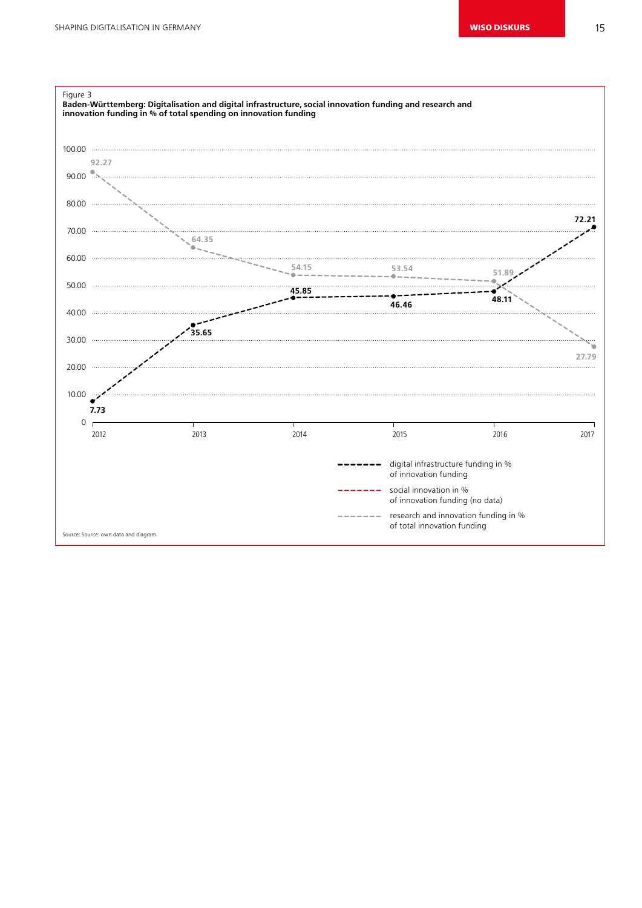Figure 3

**Baden-Württemberg: Digitalisation and digital infrastructure, social innovation funding and research and innovation funding in % of total spending on innovation funding**

| Year | digital infrastructure funding in % of innovation funding | social innovation in % of innovation funding (no data) | research and innovation funding in % of total innovation funding |
|---|---|---|---|
| 2012 | 7.73 | | 92.27 |
| 2013 | 35.65 | | 64.35 |
| 2014 | 45.85 | | 54.15 |
| 2015 | 46.46 | | 53.54 |
| 2016 | 48.11 | | 51.89 |
| 2017 | 72.21 | | 27.79 |

Source: Source: own data and diagram.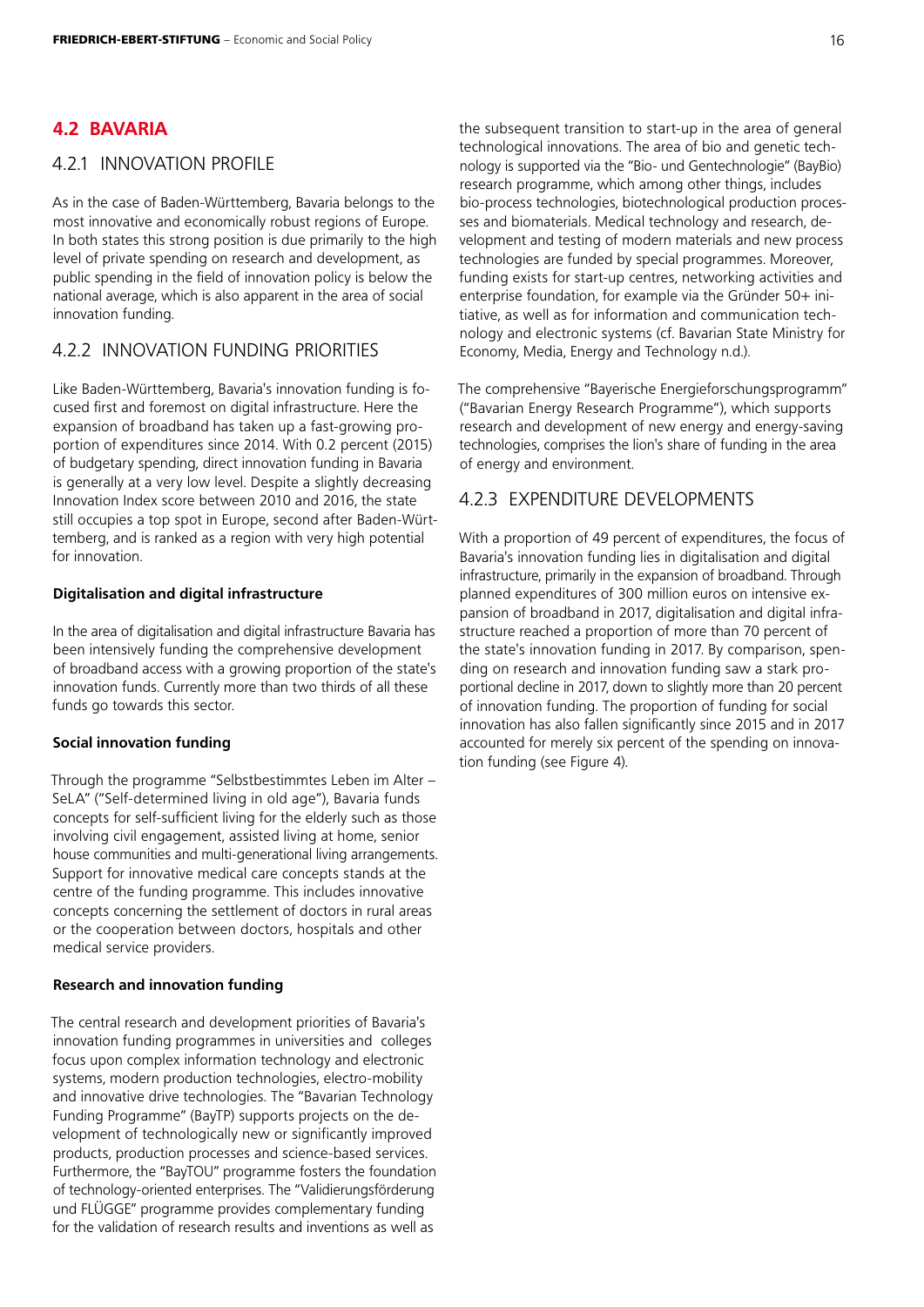## 4.2 BAVARIA

### 4.2.1 INNOVATION PROFILE

As in the case of Baden-Württemberg, Bavaria belongs to the most innovative and economically robust regions of Europe. In both states this strong position is due primarily to the high level of private spending on research and development, as public spending in the field of innovation policy is below the national average, which is also apparent in the area of social innovation funding.

### 4.2.2 INNOVATION FUNDING PRIORITIES

Like Baden-Württemberg, Bavaria's innovation funding is focused first and foremost on digital infrastructure. Here the expansion of broadband has taken up a fast-growing proportion of expenditures since 2014. With 0.2 percent (2015) of budgetary spending, direct innovation funding in Bavaria is generally at a very low level. Despite a slightly decreasing Innovation Index score between 2010 and 2016, the state still occupies a top spot in Europe, second after Baden-Württemberg, and is ranked as a region with very high potential for innovation.

**Digitalisation and digital infrastructure**

In the area of digitalisation and digital infrastructure Bavaria has been intensively funding the comprehensive development of broadband access with a growing proportion of the state's innovation funds. Currently more than two thirds of all these funds go towards this sector.

**Social innovation funding**

Through the programme "Selbstbestimmtes Leben im Alter – SeLA" ("Self-determined living in old age"), Bavaria funds concepts for self-sufficient living for the elderly such as those involving civil engagement, assisted living at home, senior house communities and multi-generational living arrangements. Support for innovative medical care concepts stands at the centre of the funding programme. This includes innovative concepts concerning the settlement of doctors in rural areas or the cooperation between doctors, hospitals and other medical service providers.

**Research and innovation funding**

The central research and development priorities of Bavaria's innovation funding programmes in universities and colleges focus upon complex information technology and electronic systems, modern production technologies, electro-mobility and innovative drive technologies. The "Bavarian Technology Funding Programme" (BayTP) supports projects on the development of technologically new or significantly improved products, production processes and science-based services. Furthermore, the "BayTOU" programme fosters the foundation of technology-oriented enterprises. The "Validierungsförderung und FLÜGGE" programme provides complementary funding for the validation of research results and inventions as well as the subsequent transition to start-up in the area of general technological innovations. The area of bio and genetic technology is supported via the "Bio- und Gentechnologie" (BayBio) research programme, which among other things, includes bio-process technologies, biotechnological production processes and biomaterials. Medical technology and research, development and testing of modern materials and new process technologies are funded by special programmes. Moreover, funding exists for start-up centres, networking activities and enterprise foundation, for example via the Gründer 50+ initiative, as well as for information and communication technology and electronic systems (cf. Bavarian State Ministry for Economy, Media, Energy and Technology n.d.).

The comprehensive "Bayerische Energieforschungsprogramm" ("Bavarian Energy Research Programme"), which supports research and development of new energy and energy-saving technologies, comprises the lion's share of funding in the area of energy and environment.

### 4.2.3 EXPENDITURE DEVELOPMENTS

With a proportion of 49 percent of expenditures, the focus of Bavaria's innovation funding lies in digitalisation and digital infrastructure, primarily in the expansion of broadband. Through planned expenditures of 300 million euros on intensive expansion of broadband in 2017, digitalisation and digital infrastructure reached a proportion of more than 70 percent of the state's innovation funding in 2017. By comparison, spending on research and innovation funding saw a stark proportional decline in 2017, down to slightly more than 20 percent of innovation funding. The proportion of funding for social innovation has also fallen significantly since 2015 and in 2017 accounted for merely six percent of the spending on innovation funding (see Figure 4).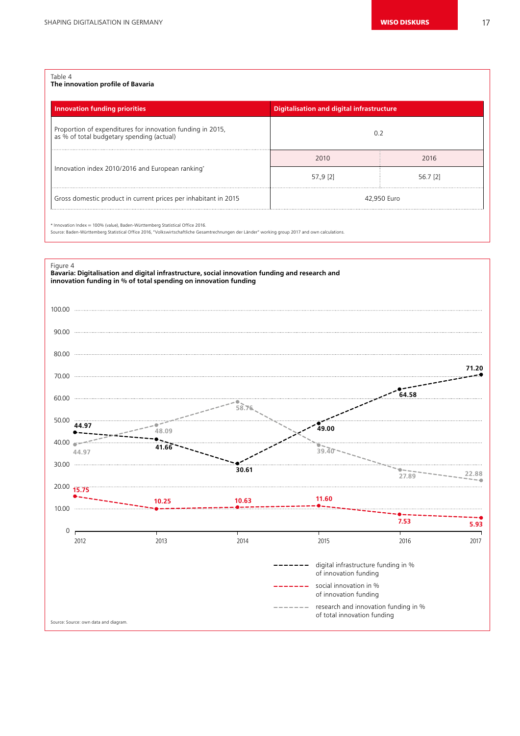Table 4
**The innovation profile of Bavaria**

| Innovation funding priorities | Digitalisation and digital infrastructure | |
|---|---|---|
| Proportion of expenditures for innovation funding in 2015, as % of total budgetary spending (actual) | 0.2 | |
| Innovation index 2010/2016 and European ranking* | 2010 | 2016 |
| | 57,9 [2] | 56.7 [2] |
| Gross domestic product in current prices per inhabitant in 2015 | 42,950 Euro | |

* Innovation Index = 100% (value), Baden-Württemberg Statistical Office 2016.
Source: Baden-Württemberg Statistical Office 2016, "Volkswirtschaftliche Gesamtrechnungen der Länder" working group 2017 and own calculations.

Figure 4
**Bavaria: Digitalisation and digital infrastructure, social innovation funding and research and innovation funding in % of total spending on innovation funding**

| | 2012 | 2013 | 2014 | 2015 | 2016 | 2017 |
|---|---|---|---|---|---|---|
| digital infrastructure funding in % of innovation funding | 44.97 | 41.66 | 30.61 | 49.00 | 64.58 | 71.20 |
| social innovation in % of innovation funding | 15.75 | 10.25 | 10.63 | 11.60 | 7.53 | 5.93 |
| research and innovation funding in % of total innovation funding | 44.97 | 48.09 | 58.76 | 39.40 | 27.89 | 22.88 |

Source: Source: own data and diagram.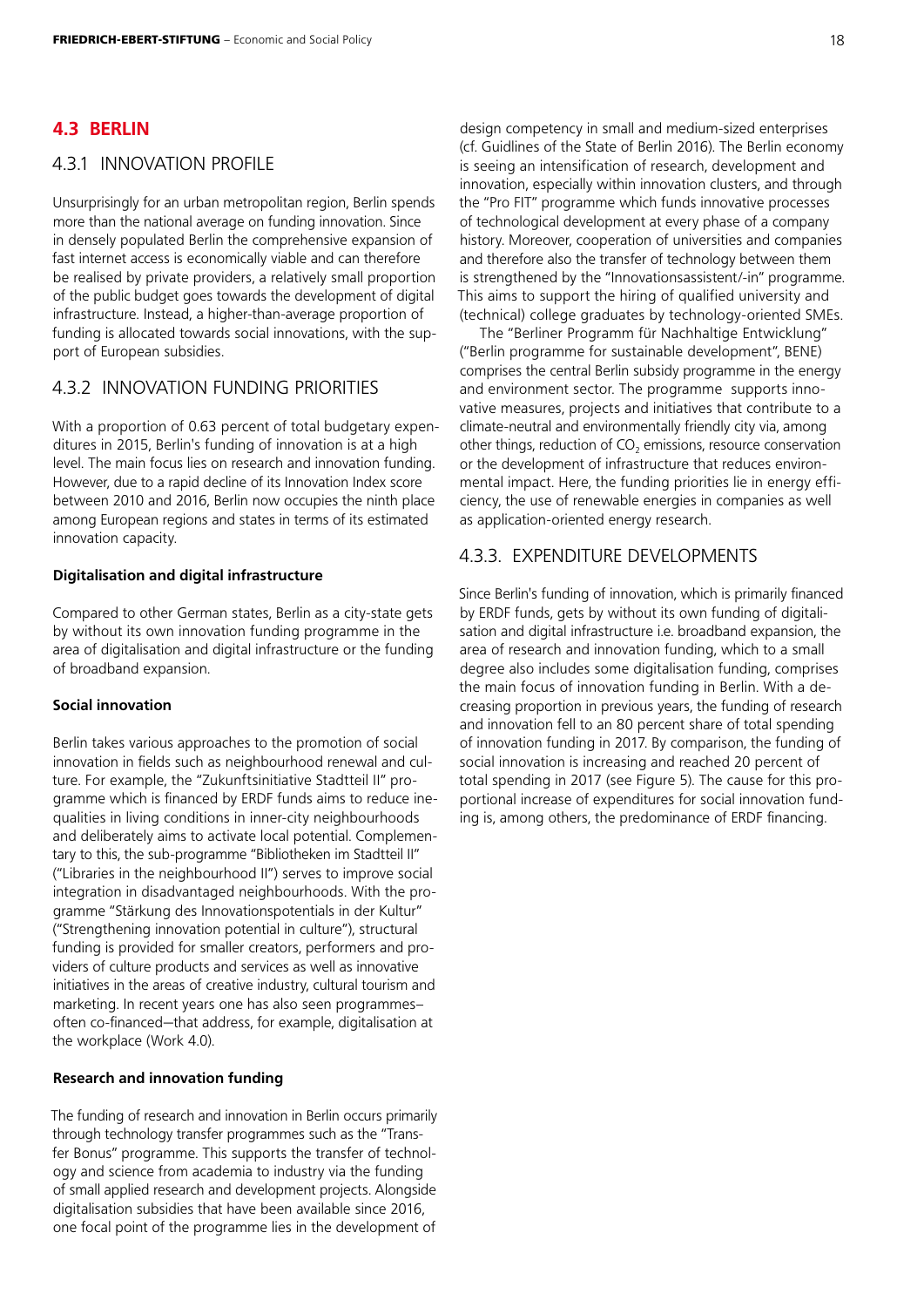## 4.3 BERLIN

### 4.3.1 INNOVATION PROFILE

Unsurprisingly for an urban metropolitan region, Berlin spends more than the national average on funding innovation. Since in densely populated Berlin the comprehensive expansion of fast internet access is economically viable and can therefore be realised by private providers, a relatively small proportion of the public budget goes towards the development of digital infrastructure. Instead, a higher-than-average proportion of funding is allocated towards social innovations, with the support of European subsidies.

### 4.3.2 INNOVATION FUNDING PRIORITIES

With a proportion of 0.63 percent of total budgetary expenditures in 2015, Berlin's funding of innovation is at a high level. The main focus lies on research and innovation funding. However, due to a rapid decline of its Innovation Index score between 2010 and 2016, Berlin now occupies the ninth place among European regions and states in terms of its estimated innovation capacity.

**Digitalisation and digital infrastructure**

Compared to other German states, Berlin as a city-state gets by without its own innovation funding programme in the area of digitalisation and digital infrastructure or the funding of broadband expansion.

**Social innovation**

Berlin takes various approaches to the promotion of social innovation in fields such as neighbourhood renewal and culture. For example, the "Zukunftsinitiative Stadtteil II" programme which is financed by ERDF funds aims to reduce inequalities in living conditions in inner-city neighbourhoods and deliberately aims to activate local potential. Complementary to this, the sub-programme "Bibliotheken im Stadtteil II" ("Libraries in the neighbourhood II") serves to improve social integration in disadvantaged neighbourhoods. With the programme "Stärkung des Innovationspotentials in der Kultur" ("Strengthening innovation potential in culture"), structural funding is provided for smaller creators, performers and providers of culture products and services as well as innovative initiatives in the areas of creative industry, cultural tourism and marketing. In recent years one has also seen programmes–often co-financed—that address, for example, digitalisation at the workplace (Work 4.0).

**Research and innovation funding**

The funding of research and innovation in Berlin occurs primarily through technology transfer programmes such as the "Transfer Bonus" programme. This supports the transfer of technology and science from academia to industry via the funding of small applied research and development projects. Alongside digitalisation subsidies that have been available since 2016, one focal point of the programme lies in the development of design competency in small and medium-sized enterprises (cf. Guidlines of the State of Berlin 2016). The Berlin economy is seeing an intensification of research, development and innovation, especially within innovation clusters, and through the "Pro FIT" programme which funds innovative processes of technological development at every phase of a company history. Moreover, cooperation of universities and companies and therefore also the transfer of technology between them is strengthened by the "Innovationsassistent/-in" programme. This aims to support the hiring of qualified university and (technical) college graduates by technology-oriented SMEs.

The "Berliner Programm für Nachhaltige Entwicklung" ("Berlin programme for sustainable development", BENE) comprises the central Berlin subsidy programme in the energy and environment sector. The programme supports innovative measures, projects and initiatives that contribute to a climate-neutral and environmentally friendly city via, among other things, reduction of $CO_2$ emissions, resource conservation or the development of infrastructure that reduces environmental impact. Here, the funding priorities lie in energy efficiency, the use of renewable energies in companies as well as application-oriented energy research.

### 4.3.3. EXPENDITURE DEVELOPMENTS

Since Berlin's funding of innovation, which is primarily financed by ERDF funds, gets by without its own funding of digitalisation and digital infrastructure i.e. broadband expansion, the area of research and innovation funding, which to a small degree also includes some digitalisation funding, comprises the main focus of innovation funding in Berlin. With a decreasing proportion in previous years, the funding of research and innovation fell to an 80 percent share of total spending of innovation funding in 2017. By comparison, the funding of social innovation is increasing and reached 20 percent of total spending in 2017 (see Figure 5). The cause for this proportional increase of expenditures for social innovation funding is, among others, the predominance of ERDF financing.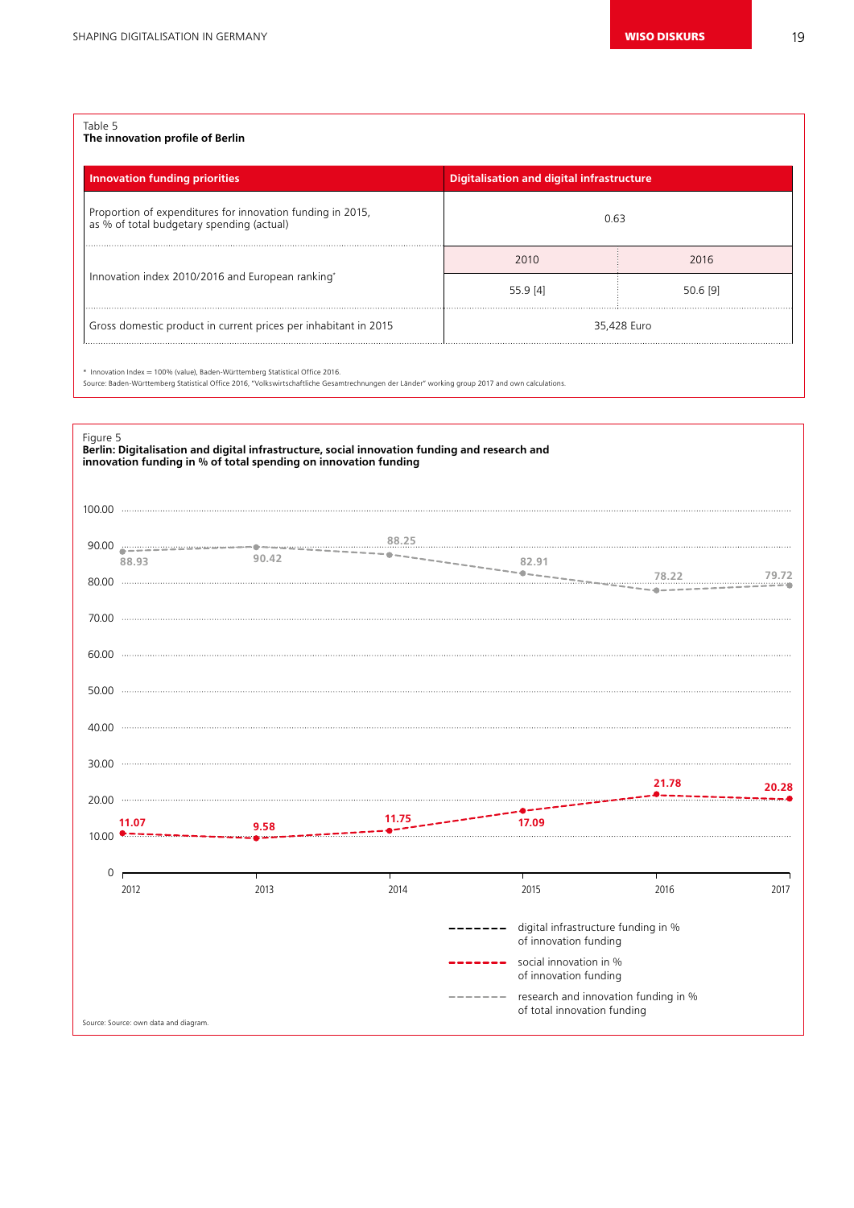Table 5
**The innovation profile of Berlin**

| Innovation funding priorities | Digitalisation and digital infrastructure | |
|---|---|---|
| Proportion of expenditures for innovation funding in 2015, as % of total budgetary spending (actual) | 0.63 | |
| Innovation index 2010/2016 and European ranking* | 2010 | 2016 |
| | 55.9 [4] | 50.6 [9] |
| Gross domestic product in current prices per inhabitant in 2015 | 35,428 Euro | |

* Innovation Index = 100% (value), Baden-Württemberg Statistical Office 2016.
Source: Baden-Württemberg Statistical Office 2016, "Volkswirtschaftliche Gesamtrechnungen der Länder" working group 2017 and own calculations.

Figure 5
**Berlin: Digitalisation and digital infrastructure, social innovation funding and research and innovation funding in % of total spending on innovation funding**

| Year | social innovation in % of innovation funding | research and innovation funding in % of total innovation funding |
|---|---|---|
| 2012 | 11.07 | 88.93 |
| 2013 | 9.58 | 90.42 |
| 2014 | 11.75 | 88.25 |
| 2015 | 17.09 | 82.91 |
| 2016 | 21.78 | 78.22 |
| 2017 | 20.28 | 79.72 |

Legend: digital infrastructure funding in % of innovation funding; social innovation in % of innovation funding; research and innovation funding in % of total innovation funding

Source: Source: own data and diagram.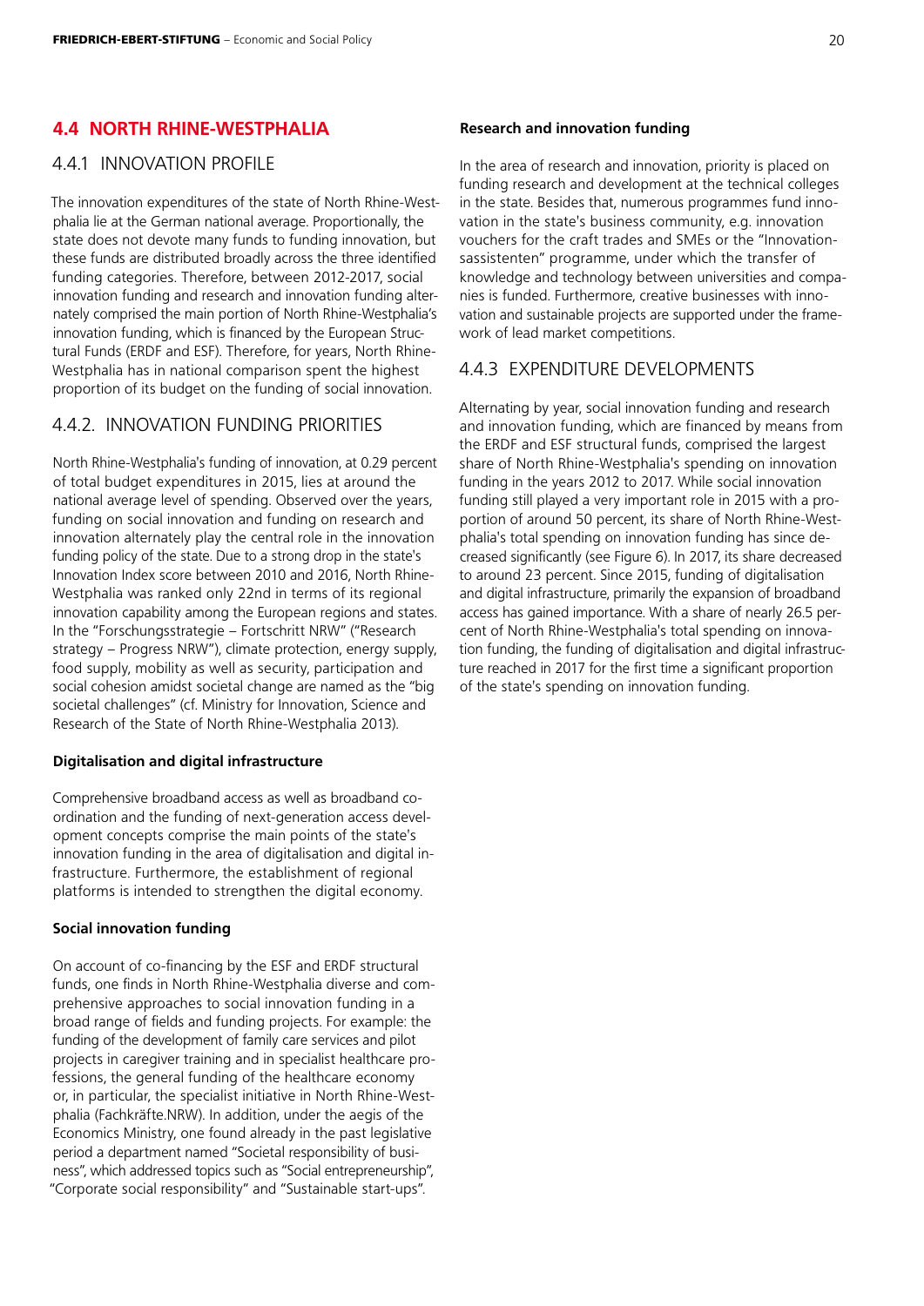## 4.4 NORTH RHINE-WESTPHALIA

### 4.4.1 INNOVATION PROFILE

The innovation expenditures of the state of North Rhine-Westphalia lie at the German national average. Proportionally, the state does not devote many funds to funding innovation, but these funds are distributed broadly across the three identified funding categories. Therefore, between 2012-2017, social innovation funding and research and innovation funding alternately comprised the main portion of North Rhine-Westphalia's innovation funding, which is financed by the European Structural Funds (ERDF and ESF). Therefore, for years, North Rhine-Westphalia has in national comparison spent the highest proportion of its budget on the funding of social innovation.

### 4.4.2. INNOVATION FUNDING PRIORITIES

North Rhine-Westphalia's funding of innovation, at 0.29 percent of total budget expenditures in 2015, lies at around the national average level of spending. Observed over the years, funding on social innovation and funding on research and innovation alternately play the central role in the innovation funding policy of the state. Due to a strong drop in the state's Innovation Index score between 2010 and 2016, North Rhine-Westphalia was ranked only 22nd in terms of its regional innovation capability among the European regions and states. In the "Forschungsstrategie – Fortschritt NRW" ("Research strategy – Progress NRW"), climate protection, energy supply, food supply, mobility as well as security, participation and social cohesion amidst societal change are named as the "big societal challenges" (cf. Ministry for Innovation, Science and Research of the State of North Rhine-Westphalia 2013).

**Digitalisation and digital infrastructure**

Comprehensive broadband access as well as broadband coordination and the funding of next-generation access development concepts comprise the main points of the state's innovation funding in the area of digitalisation and digital infrastructure. Furthermore, the establishment of regional platforms is intended to strengthen the digital economy.

**Social innovation funding**

On account of co-financing by the ESF and ERDF structural funds, one finds in North Rhine-Westphalia diverse and comprehensive approaches to social innovation funding in a broad range of fields and funding projects. For example: the funding of the development of family care services and pilot projects in caregiver training and in specialist healthcare professions, the general funding of the healthcare economy or, in particular, the specialist initiative in North Rhine-Westphalia (Fachkräfte.NRW). In addition, under the aegis of the Economics Ministry, one found already in the past legislative period a department named "Societal responsibility of business", which addressed topics such as "Social entrepreneurship", "Corporate social responsibility" and "Sustainable start-ups".

**Research and innovation funding**

In the area of research and innovation, priority is placed on funding research and development at the technical colleges in the state. Besides that, numerous programmes fund innovation in the state's business community, e.g. innovation vouchers for the craft trades and SMEs or the "Innovationsassistenten" programme, under which the transfer of knowledge and technology between universities and companies is funded. Furthermore, creative businesses with innovation and sustainable projects are supported under the framework of lead market competitions.

### 4.4.3 EXPENDITURE DEVELOPMENTS

Alternating by year, social innovation funding and research and innovation funding, which are financed by means from the ERDF and ESF structural funds, comprised the largest share of North Rhine-Westphalia's spending on innovation funding in the years 2012 to 2017. While social innovation funding still played a very important role in 2015 with a proportion of around 50 percent, its share of North Rhine-Westphalia's total spending on innovation funding has since decreased significantly (see Figure 6). In 2017, its share decreased to around 23 percent. Since 2015, funding of digitalisation and digital infrastructure, primarily the expansion of broadband access has gained importance. With a share of nearly 26.5 percent of North Rhine-Westphalia's total spending on innovation funding, the funding of digitalisation and digital infrastructure reached in 2017 for the first time a significant proportion of the state's spending on innovation funding.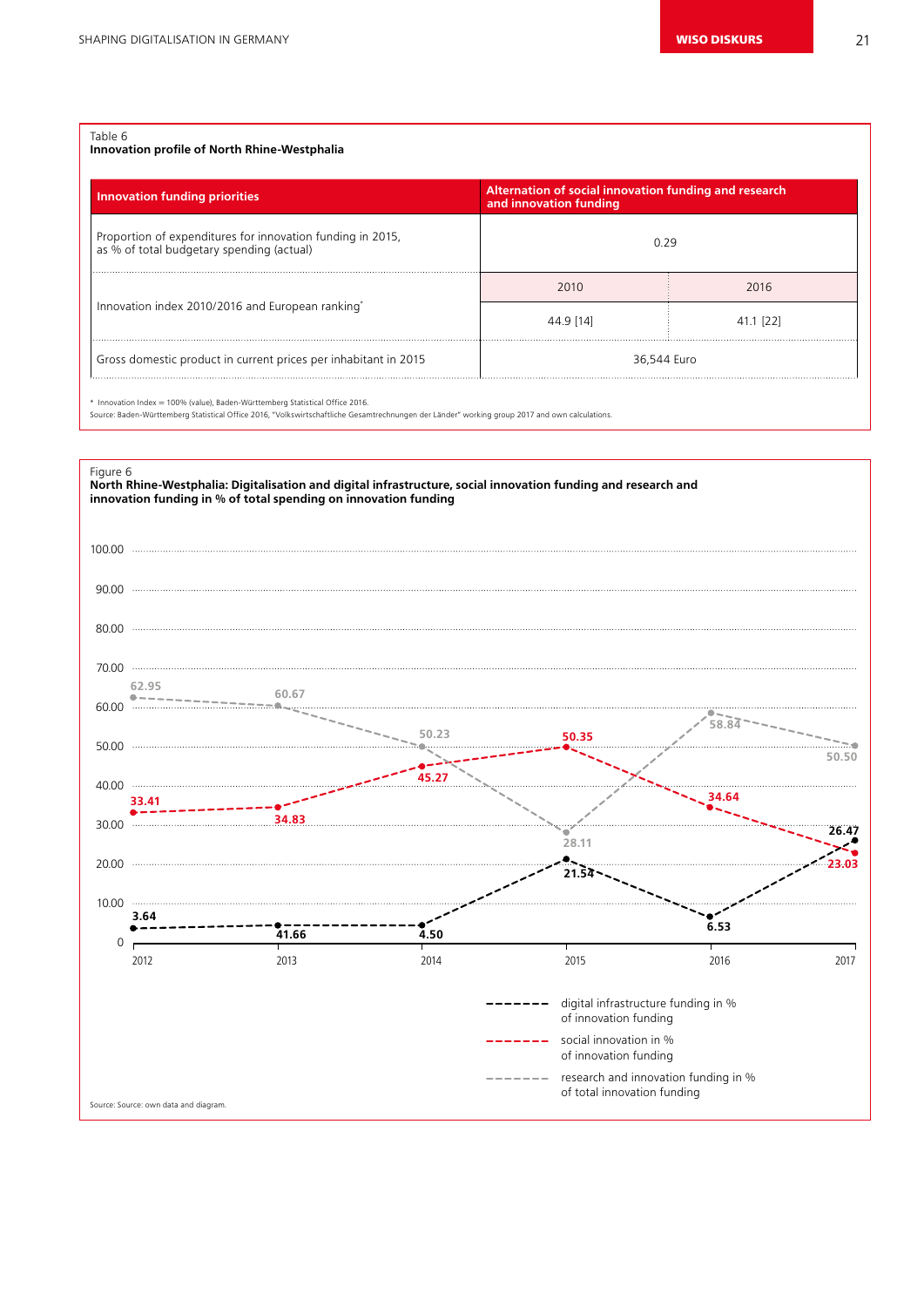Table 6
**Innovation profile of North Rhine-Westphalia**

| Innovation funding priorities | Alternation of social innovation funding and research and innovation funding | |
|---|---|---|
| Proportion of expenditures for innovation funding in 2015, as % of total budgetary spending (actual) | 0.29 | |
| Innovation index 2010/2016 and European ranking* | 2010 | 2016 |
| | 44.9 [14] | 41.1 [22] |
| Gross domestic product in current prices per inhabitant in 2015 | 36,544 Euro | |

* Innovation Index = 100% (value), Baden-Württemberg Statistical Office 2016.
Source: Baden-Württemberg Statistical Office 2016, "Volkswirtschaftliche Gesamtrechnungen der Länder" working group 2017 and own calculations.

Figure 6
**North Rhine-Westphalia: Digitalisation and digital infrastructure, social innovation funding and research and innovation funding in % of total spending on innovation funding**

| Year | digital infrastructure funding in % of innovation funding | social innovation in % of innovation funding | research and innovation funding in % of total innovation funding |
|---|---|---|---|
| 2012 | 3.64 | 33.41 | 62.95 |
| 2013 | 41.66 | 34.83 | 60.67 |
| 2014 | 4.50 | 45.27 | 50.23 |
| 2015 | 21.54 | 50.35 | 28.11 |
| 2016 | 6.53 | 34.64 | 58.84 |
| 2017 | 26.47 | 23.03 | 50.50 |

Source: Source: own data and diagram.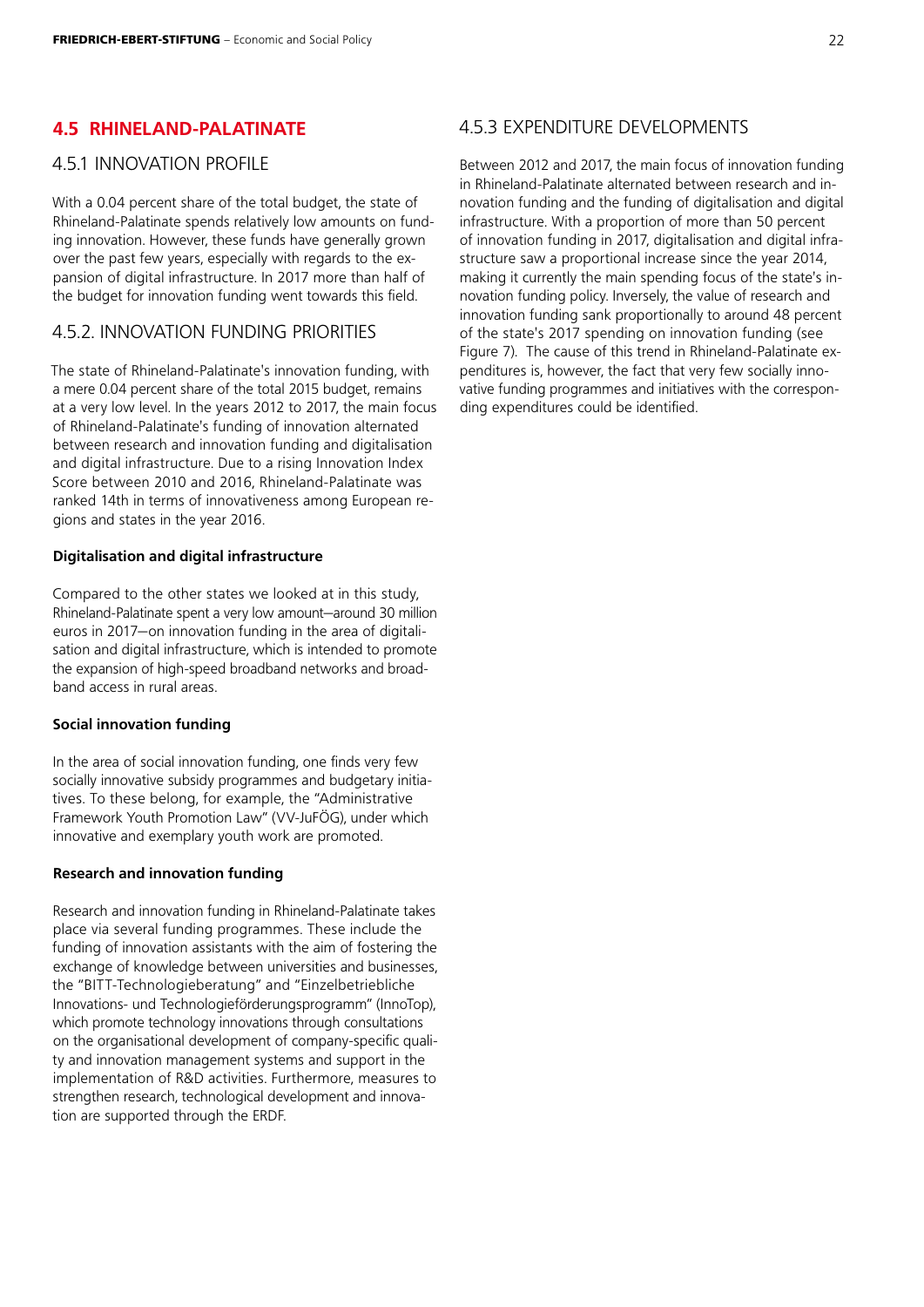## 4.5 RHINELAND-PALATINATE

### 4.5.1 INNOVATION PROFILE

With a 0.04 percent share of the total budget, the state of Rhineland-Palatinate spends relatively low amounts on funding innovation. However, these funds have generally grown over the past few years, especially with regards to the expansion of digital infrastructure. In 2017 more than half of the budget for innovation funding went towards this field.

### 4.5.2. INNOVATION FUNDING PRIORITIES

The state of Rhineland-Palatinate's innovation funding, with a mere 0.04 percent share of the total 2015 budget, remains at a very low level. In the years 2012 to 2017, the main focus of Rhineland-Palatinate's funding of innovation alternated between research and innovation funding and digitalisation and digital infrastructure. Due to a rising Innovation Index Score between 2010 and 2016, Rhineland-Palatinate was ranked 14th in terms of innovativeness among European regions and states in the year 2016.

**Digitalisation and digital infrastructure**

Compared to the other states we looked at in this study, Rhineland-Palatinate spent a very low amount—around 30 million euros in 2017—on innovation funding in the area of digitalisation and digital infrastructure, which is intended to promote the expansion of high-speed broadband networks and broadband access in rural areas.

**Social innovation funding**

In the area of social innovation funding, one finds very few socially innovative subsidy programmes and budgetary initiatives. To these belong, for example, the "Administrative Framework Youth Promotion Law" (VV-JuFÖG), under which innovative and exemplary youth work are promoted.

**Research and innovation funding**

Research and innovation funding in Rhineland-Palatinate takes place via several funding programmes. These include the funding of innovation assistants with the aim of fostering the exchange of knowledge between universities and businesses, the "BITT-Technologieberatung" and "Einzelbetriebliche Innovations- und Technologieförderungsprogramm" (InnoTop), which promote technology innovations through consultations on the organisational development of company-specific quality and innovation management systems and support in the implementation of R&D activities. Furthermore, measures to strengthen research, technological development and innovation are supported through the ERDF.

### 4.5.3 EXPENDITURE DEVELOPMENTS

Between 2012 and 2017, the main focus of innovation funding in Rhineland-Palatinate alternated between research and innovation funding and the funding of digitalisation and digital infrastructure. With a proportion of more than 50 percent of innovation funding in 2017, digitalisation and digital infrastructure saw a proportional increase since the year 2014, making it currently the main spending focus of the state's innovation funding policy. Inversely, the value of research and innovation funding sank proportionally to around 48 percent of the state's 2017 spending on innovation funding (see Figure 7). The cause of this trend in Rhineland-Palatinate expenditures is, however, the fact that very few socially innovative funding programmes and initiatives with the corresponding expenditures could be identified.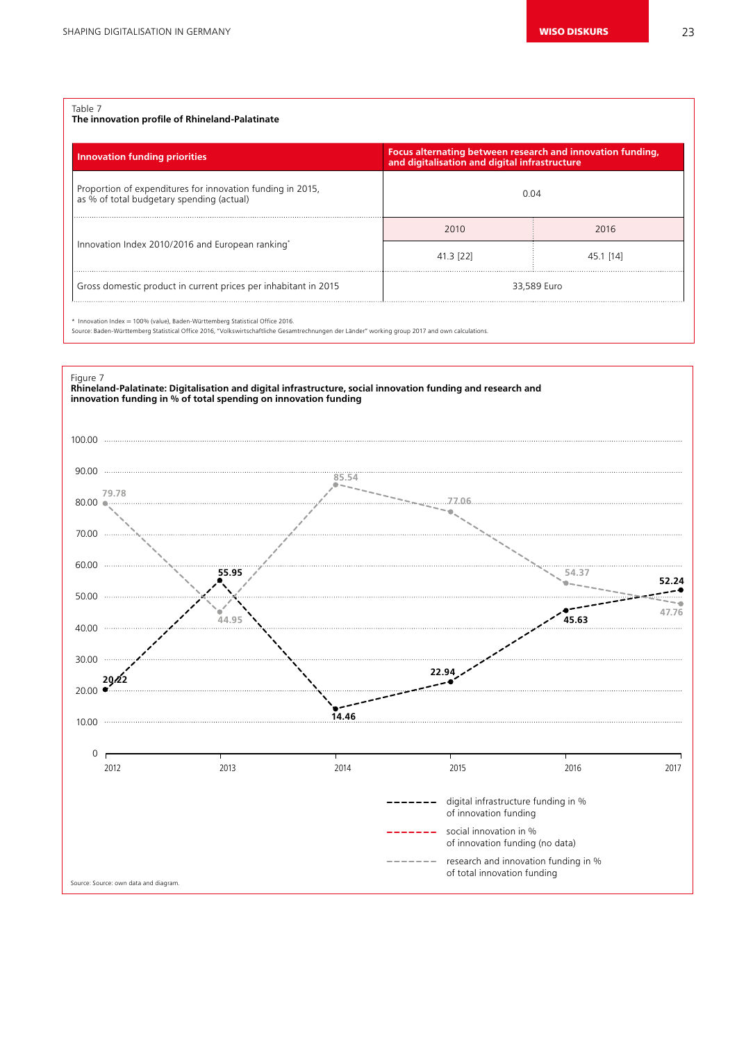Table 7
**The innovation profile of Rhineland-Palatinate**

| Innovation funding priorities | Focus alternating between research and innovation funding, and digitalisation and digital infrastructure | |
|---|---|---|
| Proportion of expenditures for innovation funding in 2015, as % of total budgetary spending (actual) | 0.04 | |
| Innovation Index 2010/2016 and European ranking* | 2010 | 2016 |
| | 41.3 [22] | 45.1 [14] |
| Gross domestic product in current prices per inhabitant in 2015 | 33,589 Euro | |

\* Innovation Index = 100% (value), Baden-Württemberg Statistical Office 2016.
Source: Baden-Württemberg Statistical Office 2016, "Volkswirtschaftliche Gesamtrechnungen der Länder" working group 2017 and own calculations.

Figure 7
**Rhineland-Palatinate: Digitalisation and digital infrastructure, social innovation funding and research and innovation funding in % of total spending on innovation funding**

| Year | digital infrastructure funding in % of innovation funding | social innovation in % of innovation funding (no data) | research and innovation funding in % of total innovation funding |
|---|---|---|---|
| 2012 | 20.22 | | 79.78 |
| 2013 | 55.95 | | 44.95 |
| 2014 | 14.46 | | 85.54 |
| 2015 | 22.94 | | 77.06 |
| 2016 | 45.63 | | 54.37 |
| 2017 | 52.24 | | 47.76 |

Source: Source: own data and diagram.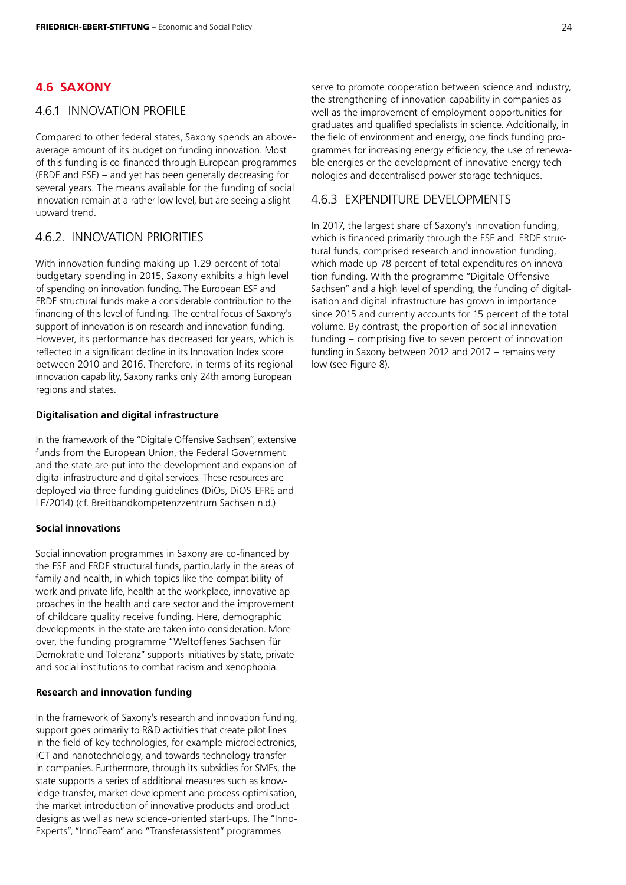## 4.6 SAXONY

### 4.6.1 INNOVATION PROFILE

Compared to other federal states, Saxony spends an above-average amount of its budget on funding innovation. Most of this funding is co-financed through European programmes (ERDF and ESF) – and yet has been generally decreasing for several years. The means available for the funding of social innovation remain at a rather low level, but are seeing a slight upward trend.

### 4.6.2. INNOVATION PRIORITIES

With innovation funding making up 1.29 percent of total budgetary spending in 2015, Saxony exhibits a high level of spending on innovation funding. The European ESF and ERDF structural funds make a considerable contribution to the financing of this level of funding. The central focus of Saxony's support of innovation is on research and innovation funding. However, its performance has decreased for years, which is reflected in a significant decline in its Innovation Index score between 2010 and 2016. Therefore, in terms of its regional innovation capability, Saxony ranks only 24th among European regions and states.

**Digitalisation and digital infrastructure**

In the framework of the "Digitale Offensive Sachsen", extensive funds from the European Union, the Federal Government and the state are put into the development and expansion of digital infrastructure and digital services. These resources are deployed via three funding guidelines (DiOs, DiOS-EFRE and LE/2014) (cf. Breitbandkompetenzzentrum Sachsen n.d.)

**Social innovations**

Social innovation programmes in Saxony are co-financed by the ESF and ERDF structural funds, particularly in the areas of family and health, in which topics like the compatibility of work and private life, health at the workplace, innovative approaches in the health and care sector and the improvement of childcare quality receive funding. Here, demographic developments in the state are taken into consideration. Moreover, the funding programme "Weltoffenes Sachsen für Demokratie und Toleranz" supports initiatives by state, private and social institutions to combat racism and xenophobia.

**Research and innovation funding**

In the framework of Saxony's research and innovation funding, support goes primarily to R&D activities that create pilot lines in the field of key technologies, for example microelectronics, ICT and nanotechnology, and towards technology transfer in companies. Furthermore, through its subsidies for SMEs, the state supports a series of additional measures such as knowledge transfer, market development and process optimisation, the market introduction of innovative products and product designs as well as new science-oriented start-ups. The "Inno-Experts", "InnoTeam" and "Transferassistent" programmes serve to promote cooperation between science and industry, the strengthening of innovation capability in companies as well as the improvement of employment opportunities for graduates and qualified specialists in science. Additionally, in the field of environment and energy, one finds funding programmes for increasing energy efficiency, the use of renewable energies or the development of innovative energy technologies and decentralised power storage techniques.

### 4.6.3 EXPENDITURE DEVELOPMENTS

In 2017, the largest share of Saxony's innovation funding, which is financed primarily through the ESF and ERDF structural funds, comprised research and innovation funding, which made up 78 percent of total expenditures on innovation funding. With the programme "Digitale Offensive Sachsen" and a high level of spending, the funding of digitalisation and digital infrastructure has grown in importance since 2015 and currently accounts for 15 percent of the total volume. By contrast, the proportion of social innovation funding – comprising five to seven percent of innovation funding in Saxony between 2012 and 2017 – remains very low (see Figure 8).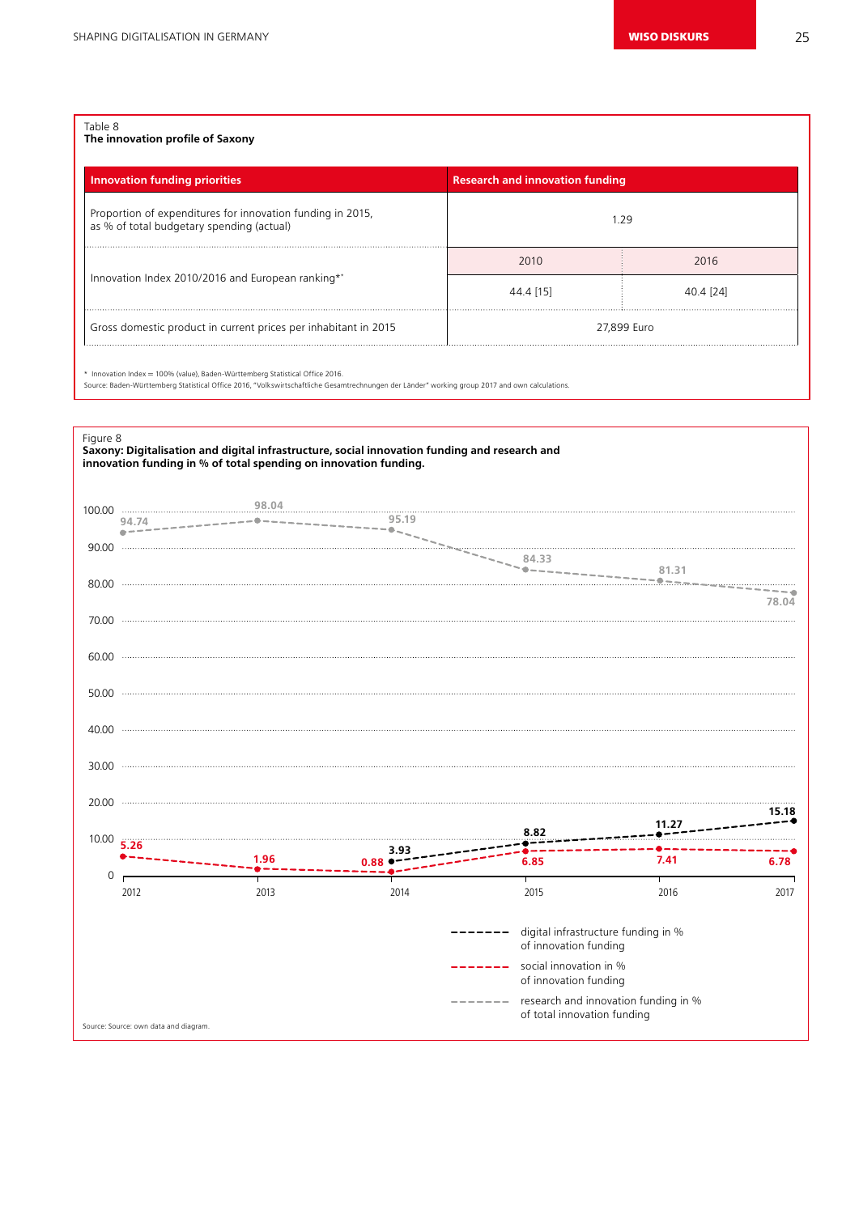Table 8
**The innovation profile of Saxony**

| Innovation funding priorities | Research and innovation funding | |
|---|---|---|
| Proportion of expenditures for innovation funding in 2015, as % of total budgetary spending (actual) | 1.29 | |
| Innovation Index 2010/2016 and European ranking** | 2010 | 2016 |
| | 44.4 [15] | 40.4 [24] |
| Gross domestic product in current prices per inhabitant in 2015 | 27,899 Euro | |

* Innovation Index = 100% (value), Baden-Württemberg Statistical Office 2016.
Source: Baden-Württemberg Statistical Office 2016, "Volkswirtschaftliche Gesamtrechnungen der Länder" working group 2017 and own calculations.

Figure 8
**Saxony: Digitalisation and digital infrastructure, social innovation funding and research and innovation funding in % of total spending on innovation funding.**

| Year | digital infrastructure funding in % of innovation funding | social innovation in % of innovation funding | research and innovation funding in % of total innovation funding |
|---|---|---|---|
| 2012 | | 5.26 | 94.74 |
| 2013 | | 1.96 | 98.04 |
| 2014 | 3.93 | 0.88 | 95.19 |
| 2015 | 8.82 | 6.85 | 84.33 |
| 2016 | 11.27 | 7.41 | 81.31 |
| 2017 | 15.18 | 6.78 | 78.04 |

Source: Source: own data and diagram.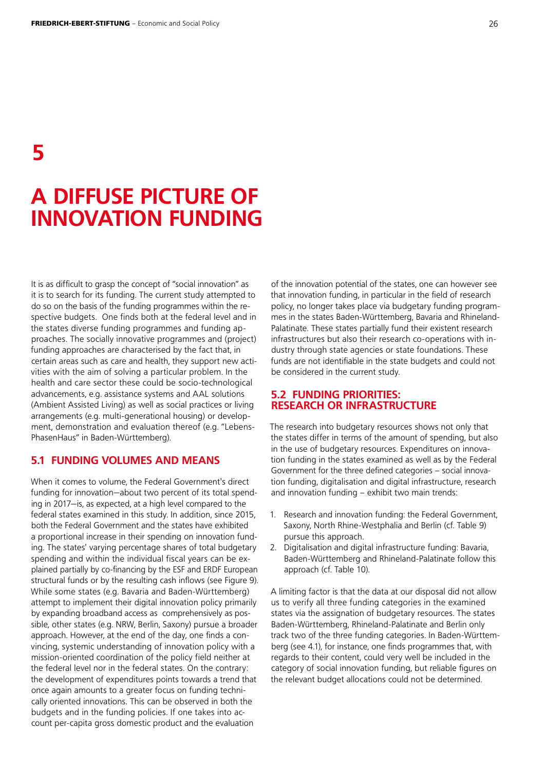# 5

# A DIFFUSE PICTURE OF INNOVATION FUNDING

It is as difficult to grasp the concept of "social innovation" as it is to search for its funding. The current study attempted to do so on the basis of the funding programmes within the respective budgets. One finds both at the federal level and in the states diverse funding programmes and funding approaches. The socially innovative programmes and (project) funding approaches are characterised by the fact that, in certain areas such as care and health, they support new activities with the aim of solving a particular problem. In the health and care sector these could be socio-technological advancements, e.g. assistance systems and AAL solutions (Ambient Assisted Living) as well as social practices or living arrangements (e.g. multi-generational housing) or development, demonstration and evaluation thereof (e.g. "LebensPhasenHaus" in Baden-Württemberg).

## 5.1 FUNDING VOLUMES AND MEANS

When it comes to volume, the Federal Government's direct funding for innovation—about two percent of its total spending in 2017—is, as expected, at a high level compared to the federal states examined in this study. In addition, since 2015, both the Federal Government and the states have exhibited a proportional increase in their spending on innovation funding. The states' varying percentage shares of total budgetary spending and within the individual fiscal years can be explained partially by co-financing by the ESF and ERDF European structural funds or by the resulting cash inflows (see Figure 9). While some states (e.g. Bavaria and Baden-Württemberg) attempt to implement their digital innovation policy primarily by expanding broadband access as comprehensively as possible, other states (e.g. NRW, Berlin, Saxony) pursue a broader approach. However, at the end of the day, one finds a convincing, systemic understanding of innovation policy with a mission-oriented coordination of the policy field neither at the federal level nor in the federal states. On the contrary: the development of expenditures points towards a trend that once again amounts to a greater focus on funding technically oriented innovations. This can be observed in both the budgets and in the funding policies. If one takes into account per-capita gross domestic product and the evaluation of the innovation potential of the states, one can however see that innovation funding, in particular in the field of research policy, no longer takes place via budgetary funding programmes in the states Baden-Württemberg, Bavaria and Rhineland-Palatinate. These states partially fund their existent research infrastructures but also their research co-operations with industry through state agencies or state foundations. These funds are not identifiable in the state budgets and could not be considered in the current study.

## 5.2 FUNDING PRIORITIES: RESEARCH OR INFRASTRUCTURE

The research into budgetary resources shows not only that the states differ in terms of the amount of spending, but also in the use of budgetary resources. Expenditures on innovation funding in the states examined as well as by the Federal Government for the three defined categories – social innovation funding, digitalisation and digital infrastructure, research and innovation funding – exhibit two main trends:

1. Research and innovation funding: the Federal Government, Saxony, North Rhine-Westphalia and Berlin (cf. Table 9) pursue this approach.
2. Digitalisation and digital infrastructure funding: Bavaria, Baden-Württemberg and Rhineland-Palatinate follow this approach (cf. Table 10).

A limiting factor is that the data at our disposal did not allow us to verify all three funding categories in the examined states via the assignation of budgetary resources. The states Baden-Württemberg, Rhineland-Palatinate and Berlin only track two of the three funding categories. In Baden-Württemberg (see 4.1), for instance, one finds programmes that, with regards to their content, could very well be included in the category of social innovation funding, but reliable figures on the relevant budget allocations could not be determined.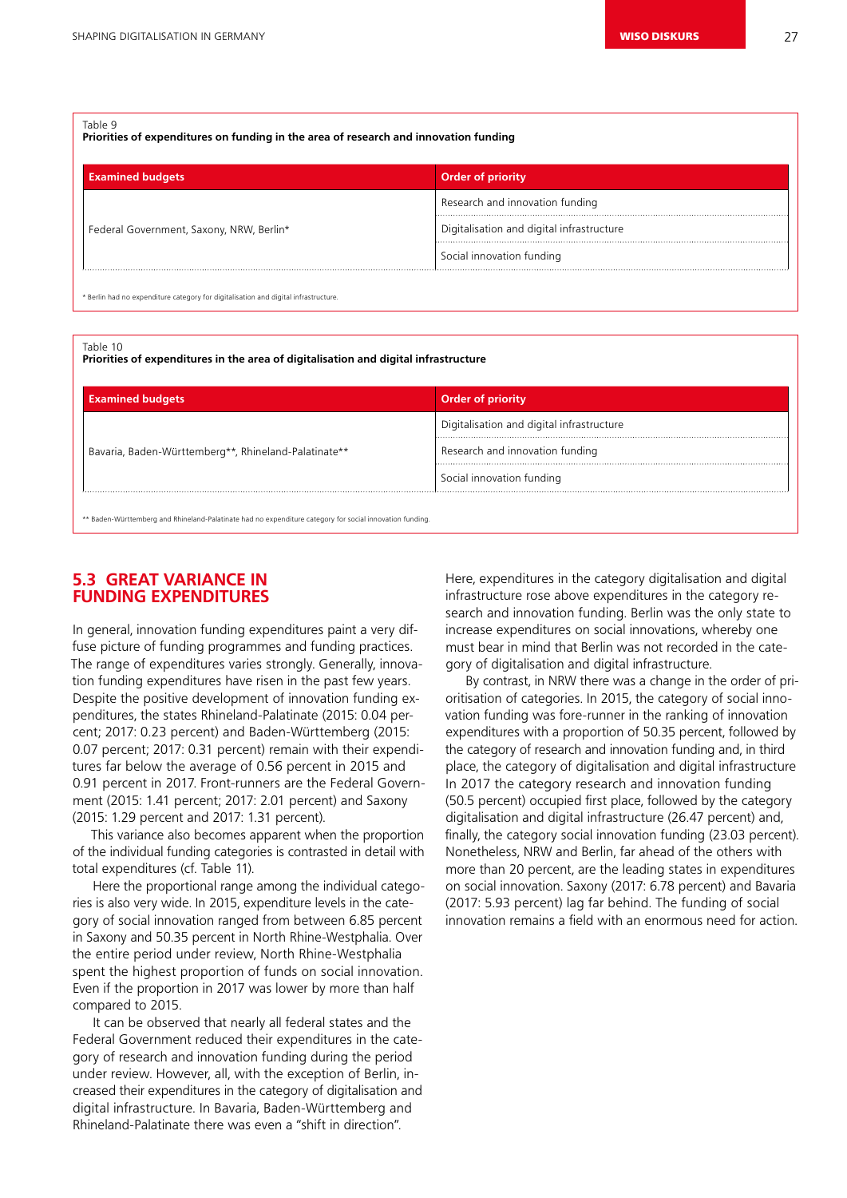Table 9
**Priorities of expenditures on funding in the area of research and innovation funding**

| Examined budgets | Order of priority |
|---|---|
| Federal Government, Saxony, NRW, Berlin* | Research and innovation funding |
| | Digitalisation and digital infrastructure |
| | Social innovation funding |

* Berlin had no expenditure category for digitalisation and digital infrastructure.

Table 10
**Priorities of expenditures in the area of digitalisation and digital infrastructure**

| Examined budgets | Order of priority |
|---|---|
| Bavaria, Baden-Württemberg**, Rhineland-Palatinate** | Digitalisation and digital infrastructure |
| | Research and innovation funding |
| | Social innovation funding |

** Baden-Württemberg and Rhineland-Palatinate had no expenditure category for social innovation funding.

## 5.3 GREAT VARIANCE IN FUNDING EXPENDITURES

In general, innovation funding expenditures paint a very diffuse picture of funding programmes and funding practices. The range of expenditures varies strongly. Generally, innovation funding expenditures have risen in the past few years. Despite the positive development of innovation funding expenditures, the states Rhineland-Palatinate (2015: 0.04 percent; 2017: 0.23 percent) and Baden-Württemberg (2015: 0.07 percent; 2017: 0.31 percent) remain with their expenditures far below the average of 0.56 percent in 2015 and 0.91 percent in 2017. Front-runners are the Federal Government (2015: 1.41 percent; 2017: 2.01 percent) and Saxony (2015: 1.29 percent and 2017: 1.31 percent).

This variance also becomes apparent when the proportion of the individual funding categories is contrasted in detail with total expenditures (cf. Table 11).

Here the proportional range among the individual categories is also very wide. In 2015, expenditure levels in the category of social innovation ranged from between 6.85 percent in Saxony and 50.35 percent in North Rhine-Westphalia. Over the entire period under review, North Rhine-Westphalia spent the highest proportion of funds on social innovation. Even if the proportion in 2017 was lower by more than half compared to 2015.

It can be observed that nearly all federal states and the Federal Government reduced their expenditures in the category of research and innovation funding during the period under review. However, all, with the exception of Berlin, increased their expenditures in the category of digitalisation and digital infrastructure. In Bavaria, Baden-Württemberg and Rhineland-Palatinate there was even a "shift in direction". Here, expenditures in the category digitalisation and digital infrastructure rose above expenditures in the category research and innovation funding. Berlin was the only state to increase expenditures on social innovations, whereby one must bear in mind that Berlin was not recorded in the category of digitalisation and digital infrastructure.

By contrast, in NRW there was a change in the order of prioritisation of categories. In 2015, the category of social innovation funding was fore-runner in the ranking of innovation expenditures with a proportion of 50.35 percent, followed by the category of research and innovation funding and, in third place, the category of digitalisation and digital infrastructure In 2017 the category research and innovation funding (50.5 percent) occupied first place, followed by the category digitalisation and digital infrastructure (26.47 percent) and, finally, the category social innovation funding (23.03 percent). Nonetheless, NRW and Berlin, far ahead of the others with more than 20 percent, are the leading states in expenditures on social innovation. Saxony (2017: 6.78 percent) and Bavaria (2017: 5.93 percent) lag far behind. The funding of social innovation remains a field with an enormous need for action.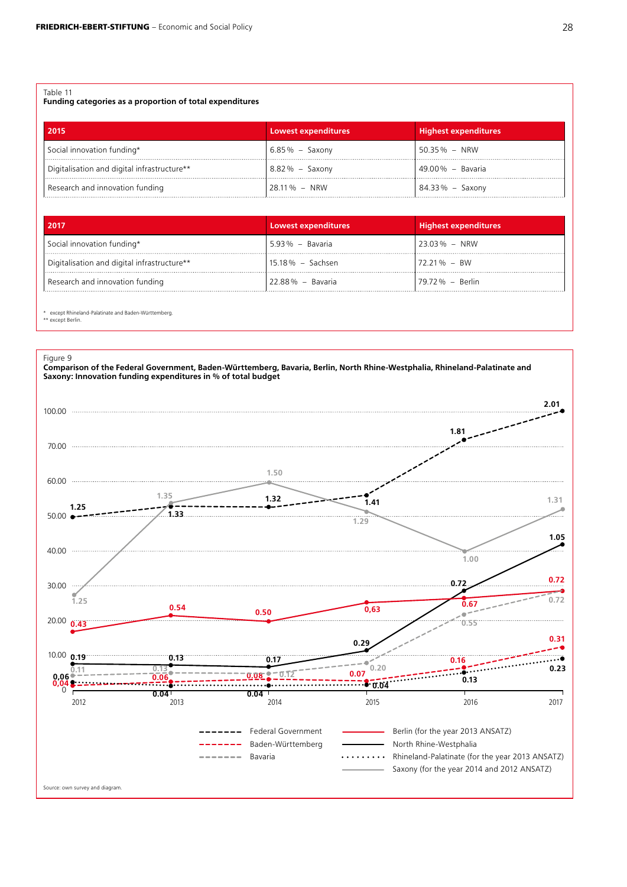Table 11
**Funding categories as a proportion of total expenditures**

| 2015 | Lowest expenditures | Highest expenditures |
|---|---|---|
| Social innovation funding* | 6.85 % – Saxony | 50.35 % – NRW |
| Digitalisation and digital infrastructure** | 8.82 % – Saxony | 49.00 % – Bavaria |
| Research and innovation funding | 28.11 % – NRW | 84.33 % – Saxony |

| 2017 | Lowest expenditures | Highest expenditures |
|---|---|---|
| Social innovation funding* | 5.93 % – Bavaria | 23.03 % – NRW |
| Digitalisation and digital infrastructure** | 15.18 % – Sachsen | 72.21 % – BW |
| Research and innovation funding | 22.88 % – Bavaria | 79.72 % – Berlin |

\* except Rhineland-Palatinate and Baden-Württemberg.
\*\* except Berlin.

Figure 9
**Comparison of the Federal Government, Baden-Württemberg, Bavaria, Berlin, North Rhine-Westphalia, Rhineland-Palatinate and Saxony: Innovation funding expenditures in % of total budget**

| | 2012 | 2013 | 2014 | 2015 | 2016 | 2017 |
|---|---|---|---|---|---|---|
| Federal Government | 1.25 | 1.33 | 1.32 | 1.41 | 1.81 | 2.01 |
| Baden-Württemberg | 0.04 | 0.06 | 0.08 | 0.07 | 0.16 | 0.31 |
| Bavaria | 0.11 | 0.13 | 0.12 | 0.20 | 0.55 | 0.72 |
| Berlin (for the year 2013 ANSATZ) | 0.43 | 0.54 | 0.50 | 0,63 | 0.67 | 0.72 |
| North Rhine-Westphalia | 0.19 | 0.13 | 0.17 | 0.29 | 0.72 | 1.05 |
| Rhineland-Palatinate (for the year 2013 ANSATZ) | 0.06 | 0.04 | 0.04 | 0.04 | 0.13 | 0.23 |
| Saxony (for the year 2014 and 2012 ANSATZ) | 1.25 | 1.35 | 1.50 | 1.29 | 1.00 | 1.31 |

Source: own survey and diagram.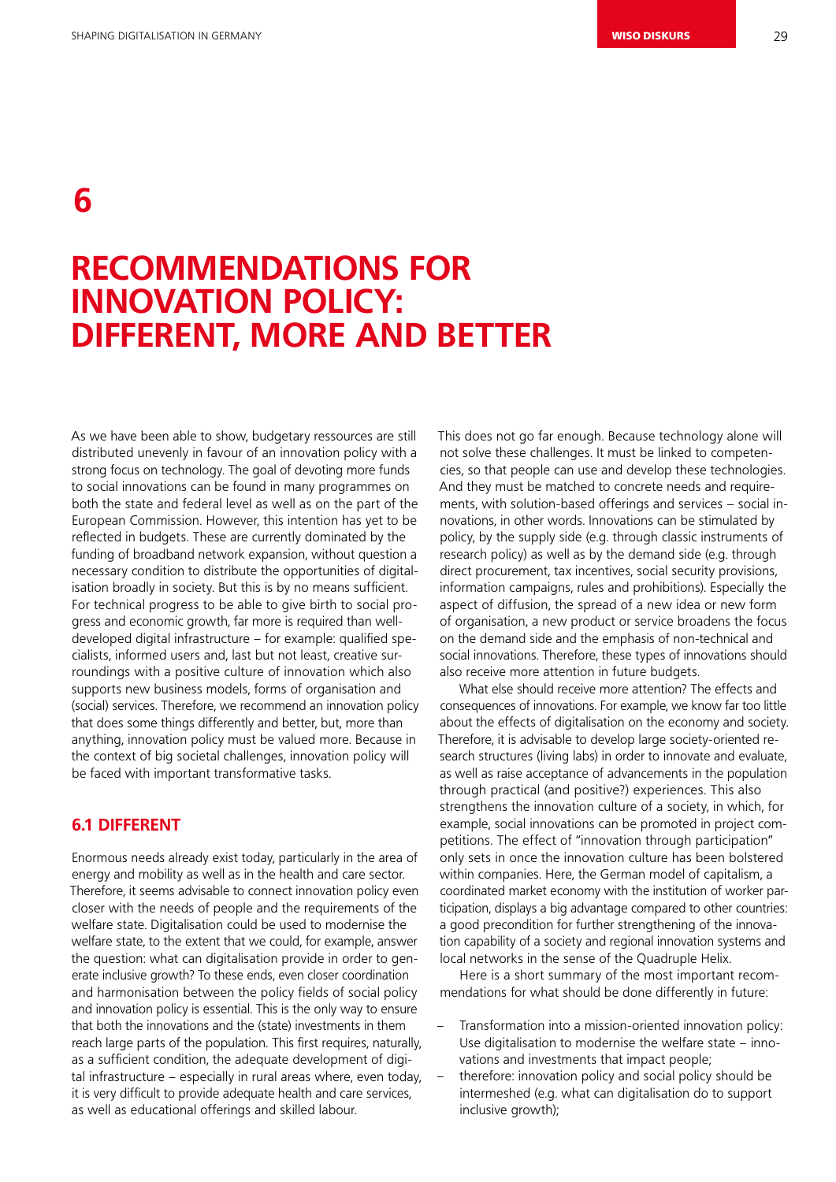# 6

# RECOMMENDATIONS FOR INNOVATION POLICY: DIFFERENT, MORE AND BETTER

As we have been able to show, budgetary ressources are still distributed unevenly in favour of an innovation policy with a strong focus on technology. The goal of devoting more funds to social innovations can be found in many programmes on both the state and federal level as well as on the part of the European Commission. However, this intention has yet to be reflected in budgets. These are currently dominated by the funding of broadband network expansion, without question a necessary condition to distribute the opportunities of digitalisation broadly in society. But this is by no means sufficient. For technical progress to be able to give birth to social progress and economic growth, far more is required than well-developed digital infrastructure – for example: qualified specialists, informed users and, last but not least, creative surroundings with a positive culture of innovation which also supports new business models, forms of organisation and (social) services. Therefore, we recommend an innovation policy that does some things differently and better, but, more than anything, innovation policy must be valued more. Because in the context of big societal challenges, innovation policy will be faced with important transformative tasks.

## 6.1 DIFFERENT

Enormous needs already exist today, particularly in the area of energy and mobility as well as in the health and care sector. Therefore, it seems advisable to connect innovation policy even closer with the needs of people and the requirements of the welfare state. Digitalisation could be used to modernise the welfare state, to the extent that we could, for example, answer the question: what can digitalisation provide in order to generate inclusive growth? To these ends, even closer coordination and harmonisation between the policy fields of social policy and innovation policy is essential. This is the only way to ensure that both the innovations and the (state) investments in them reach large parts of the population. This first requires, naturally, as a sufficient condition, the adequate development of digital infrastructure – especially in rural areas where, even today, it is very difficult to provide adequate health and care services, as well as educational offerings and skilled labour.

This does not go far enough. Because technology alone will not solve these challenges. It must be linked to competencies, so that people can use and develop these technologies. And they must be matched to concrete needs and requirements, with solution-based offerings and services – social innovations, in other words. Innovations can be stimulated by policy, by the supply side (e.g. through classic instruments of research policy) as well as by the demand side (e.g. through direct procurement, tax incentives, social security provisions, information campaigns, rules and prohibitions). Especially the aspect of diffusion, the spread of a new idea or new form of organisation, a new product or service broadens the focus on the demand side and the emphasis of non-technical and social innovations. Therefore, these types of innovations should also receive more attention in future budgets.

What else should receive more attention? The effects and consequences of innovations. For example, we know far too little about the effects of digitalisation on the economy and society. Therefore, it is advisable to develop large society-oriented research structures (living labs) in order to innovate and evaluate, as well as raise acceptance of advancements in the population through practical (and positive?) experiences. This also strengthens the innovation culture of a society, in which, for example, social innovations can be promoted in project competitions. The effect of "innovation through participation" only sets in once the innovation culture has been bolstered within companies. Here, the German model of capitalism, a coordinated market economy with the institution of worker participation, displays a big advantage compared to other countries: a good precondition for further strengthening of the innovation capability of a society and regional innovation systems and local networks in the sense of the Quadruple Helix.

Here is a short summary of the most important recommendations for what should be done differently in future:

- Transformation into a mission-oriented innovation policy: Use digitalisation to modernise the welfare state – innovations and investments that impact people;
- therefore: innovation policy and social policy should be intermeshed (e.g. what can digitalisation do to support inclusive growth);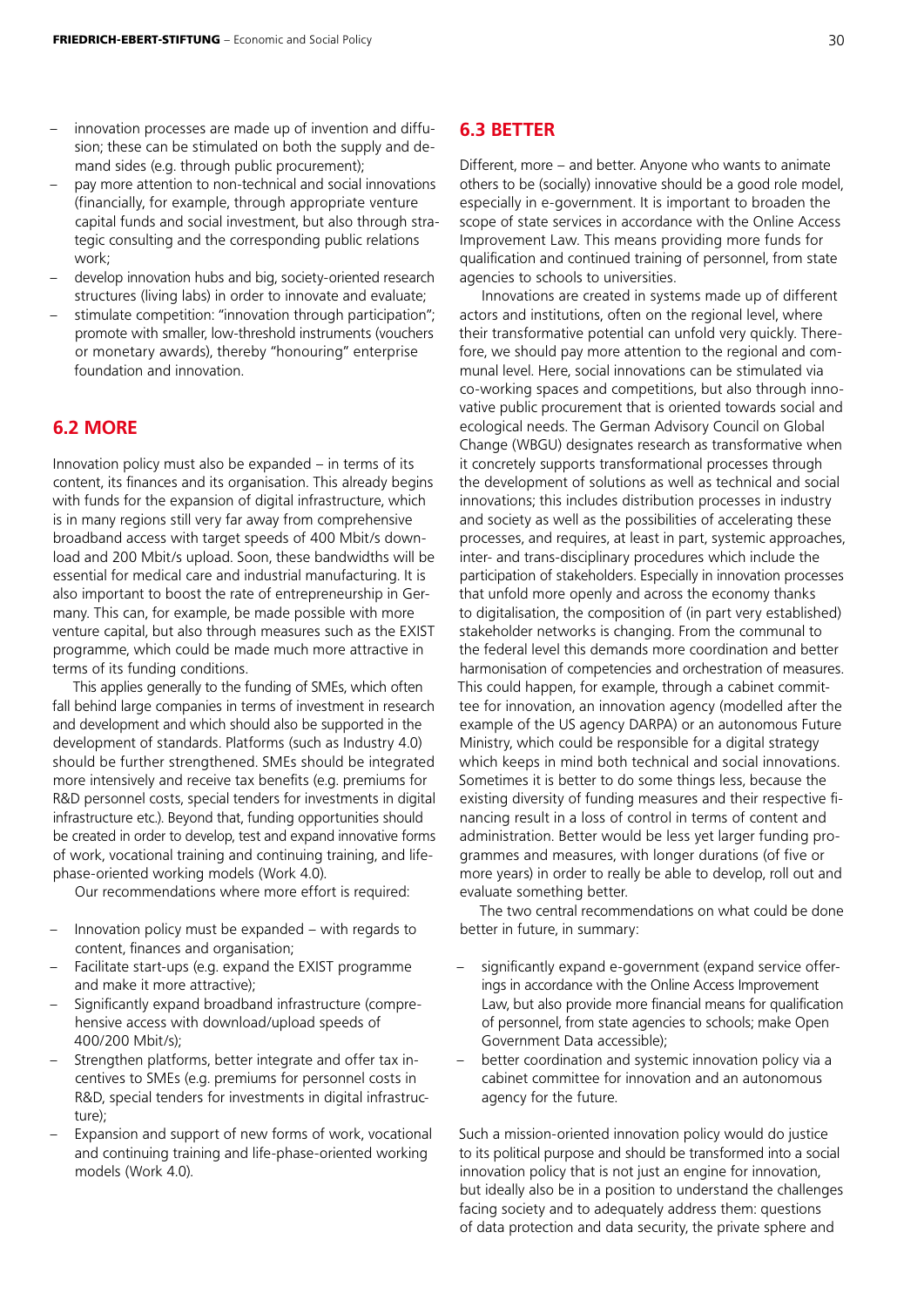- innovation processes are made up of invention and diffusion; these can be stimulated on both the supply and demand sides (e.g. through public procurement);
- pay more attention to non-technical and social innovations (financially, for example, through appropriate venture capital funds and social investment, but also through strategic consulting and the corresponding public relations work;
- develop innovation hubs and big, society-oriented research structures (living labs) in order to innovate and evaluate;
- stimulate competition: "innovation through participation"; promote with smaller, low-threshold instruments (vouchers or monetary awards), thereby "honouring" enterprise foundation and innovation.

## 6.2 MORE

Innovation policy must also be expanded – in terms of its content, its finances and its organisation. This already begins with funds for the expansion of digital infrastructure, which is in many regions still very far away from comprehensive broadband access with target speeds of 400 Mbit/s download and 200 Mbit/s upload. Soon, these bandwidths will be essential for medical care and industrial manufacturing. It is also important to boost the rate of entrepreneurship in Germany. This can, for example, be made possible with more venture capital, but also through measures such as the EXIST programme, which could be made much more attractive in terms of its funding conditions.

This applies generally to the funding of SMEs, which often fall behind large companies in terms of investment in research and development and which should also be supported in the development of standards. Platforms (such as Industry 4.0) should be further strengthened. SMEs should be integrated more intensively and receive tax benefits (e.g. premiums for R&D personnel costs, special tenders for investments in digital infrastructure etc.). Beyond that, funding opportunities should be created in order to develop, test and expand innovative forms of work, vocational training and continuing training, and life-phase-oriented working models (Work 4.0).

Our recommendations where more effort is required:

- Innovation policy must be expanded – with regards to content, finances and organisation;
- Facilitate start-ups (e.g. expand the EXIST programme and make it more attractive);
- Significantly expand broadband infrastructure (comprehensive access with download/upload speeds of 400/200 Mbit/s);
- Strengthen platforms, better integrate and offer tax incentives to SMEs (e.g. premiums for personnel costs in R&D, special tenders for investments in digital infrastructure);
- Expansion and support of new forms of work, vocational and continuing training and life-phase-oriented working models (Work 4.0).

## 6.3 BETTER

Different, more – and better. Anyone who wants to animate others to be (socially) innovative should be a good role model, especially in e-government. It is important to broaden the scope of state services in accordance with the Online Access Improvement Law. This means providing more funds for qualification and continued training of personnel, from state agencies to schools to universities.

Innovations are created in systems made up of different actors and institutions, often on the regional level, where their transformative potential can unfold very quickly. Therefore, we should pay more attention to the regional and communal level. Here, social innovations can be stimulated via co-working spaces and competitions, but also through innovative public procurement that is oriented towards social and ecological needs. The German Advisory Council on Global Change (WBGU) designates research as transformative when it concretely supports transformational processes through the development of solutions as well as technical and social innovations; this includes distribution processes in industry and society as well as the possibilities of accelerating these processes, and requires, at least in part, systemic approaches, inter- and trans-disciplinary procedures which include the participation of stakeholders. Especially in innovation processes that unfold more openly and across the economy thanks to digitalisation, the composition of (in part very established) stakeholder networks is changing. From the communal to the federal level this demands more coordination and better harmonisation of competencies and orchestration of measures. This could happen, for example, through a cabinet committee for innovation, an innovation agency (modelled after the example of the US agency DARPA) or an autonomous Future Ministry, which could be responsible for a digital strategy which keeps in mind both technical and social innovations. Sometimes it is better to do some things less, because the existing diversity of funding measures and their respective financing result in a loss of control in terms of content and administration. Better would be less yet larger funding programmes and measures, with longer durations (of five or more years) in order to really be able to develop, roll out and evaluate something better.

The two central recommendations on what could be done better in future, in summary:

- significantly expand e-government (expand service offerings in accordance with the Online Access Improvement Law, but also provide more financial means for qualification of personnel, from state agencies to schools; make Open Government Data accessible);
- better coordination and systemic innovation policy via a cabinet committee for innovation and an autonomous agency for the future.

Such a mission-oriented innovation policy would do justice to its political purpose and should be transformed into a social innovation policy that is not just an engine for innovation, but ideally also be in a position to understand the challenges facing society and to adequately address them: questions of data protection and data security, the private sphere and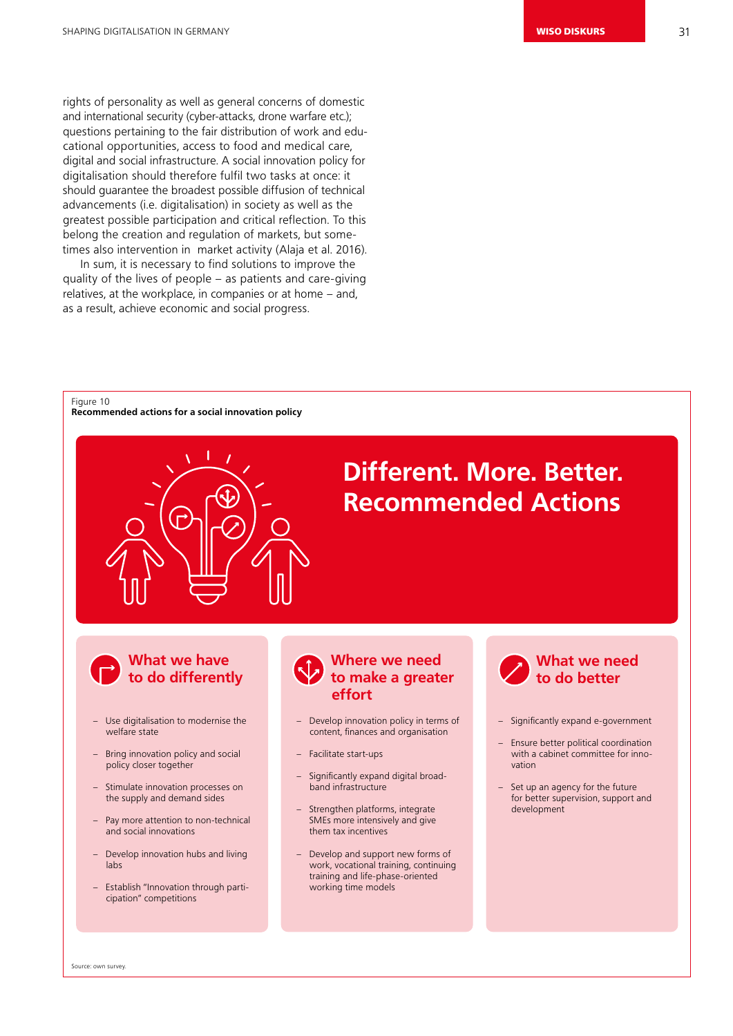rights of personality as well as general concerns of domestic and international security (cyber-attacks, drone warfare etc.); questions pertaining to the fair distribution of work and educational opportunities, access to food and medical care, digital and social infrastructure. A social innovation policy for digitalisation should therefore fulfil two tasks at once: it should guarantee the broadest possible diffusion of technical advancements (i.e. digitalisation) in society as well as the greatest possible participation and critical reflection. To this belong the creation and regulation of markets, but sometimes also intervention in market activity (Alaja et al. 2016).

In sum, it is necessary to find solutions to improve the quality of the lives of people – as patients and care-giving relatives, at the workplace, in companies or at home – and, as a result, achieve economic and social progress.

Figure 10
**Recommended actions for a social innovation policy**

## Different. More. Better. Recommended Actions

### What we have to do differently

- Use digitalisation to modernise the welfare state
- Bring innovation policy and social policy closer together
- Stimulate innovation processes on the supply and demand sides
- Pay more attention to non-technical and social innovations
- Develop innovation hubs and living labs
- Establish "Innovation through participation" competitions

### Where we need to make a greater effort

- Develop innovation policy in terms of content, finances and organisation
- Facilitate start-ups
- Significantly expand digital broadband infrastructure
- Strengthen platforms, integrate SMEs more intensively and give them tax incentives
- Develop and support new forms of work, vocational training, continuing training and life-phase-oriented working time models

### What we need to do better

- Significantly expand e-government
- Ensure better political coordination with a cabinet committee for innovation
- Set up an agency for the future for better supervision, support and development

Source: own survey.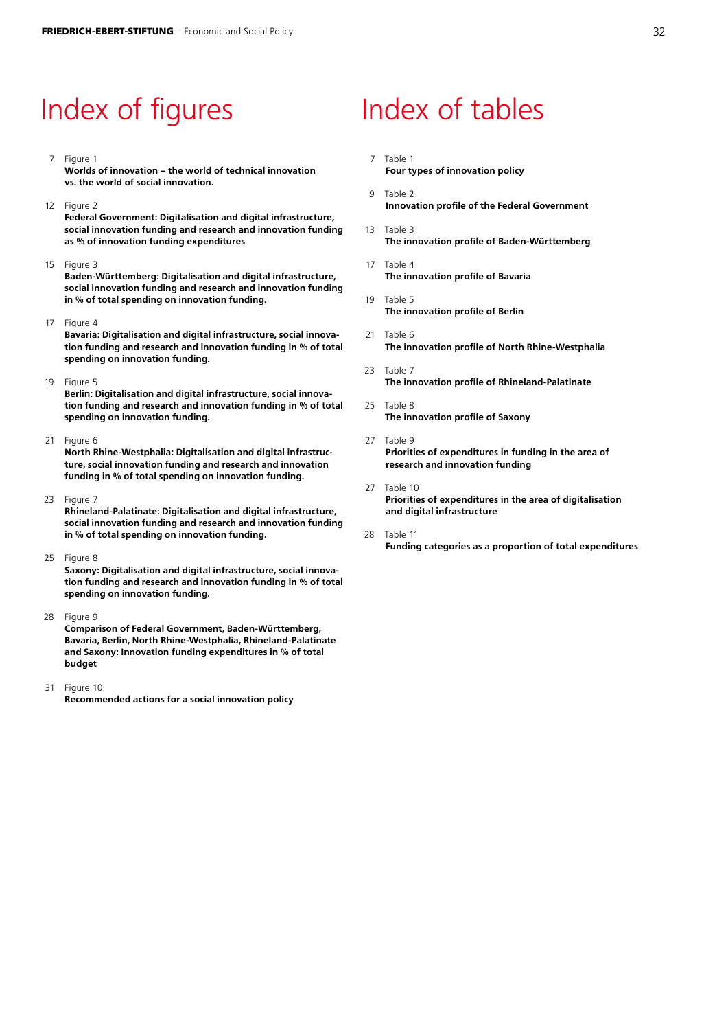# Index of figures

7 Figure 1
**Worlds of innovation – the world of technical innovation vs. the world of social innovation.**

12 Figure 2
**Federal Government: Digitalisation and digital infrastructure, social innovation funding and research and innovation funding as % of innovation funding expenditures**

15 Figure 3
**Baden-Württemberg: Digitalisation and digital infrastructure, social innovation funding and research and innovation funding in % of total spending on innovation funding.**

17 Figure 4
**Bavaria: Digitalisation and digital infrastructure, social innovation funding and research and innovation funding in % of total spending on innovation funding.**

19 Figure 5
**Berlin: Digitalisation and digital infrastructure, social innovation funding and research and innovation funding in % of total spending on innovation funding.**

21 Figure 6
**North Rhine-Westphalia: Digitalisation and digital infrastructure, social innovation funding and research and innovation funding in % of total spending on innovation funding.**

23 Figure 7
**Rhineland-Palatinate: Digitalisation and digital infrastructure, social innovation funding and research and innovation funding in % of total spending on innovation funding.**

25 Figure 8
**Saxony: Digitalisation and digital infrastructure, social innovation funding and research and innovation funding in % of total spending on innovation funding.**

28 Figure 9
**Comparison of Federal Government, Baden-Württemberg, Bavaria, Berlin, North Rhine-Westphalia, Rhineland-Palatinate and Saxony: Innovation funding expenditures in % of total budget**

31 Figure 10
**Recommended actions for a social innovation policy**

# Index of tables

7 Table 1
**Four types of innovation policy**

9 Table 2
**Innovation profile of the Federal Government**

13 Table 3
**The innovation profile of Baden-Württemberg**

17 Table 4
**The innovation profile of Bavaria**

19 Table 5
**The innovation profile of Berlin**

21 Table 6
**The innovation profile of North Rhine-Westphalia**

23 Table 7
**The innovation profile of Rhineland-Palatinate**

25 Table 8
**The innovation profile of Saxony**

27 Table 9
**Priorities of expenditures in funding in the area of research and innovation funding**

27 Table 10
**Priorities of expenditures in the area of digitalisation and digital infrastructure**

28 Table 11
**Funding categories as a proportion of total expenditures**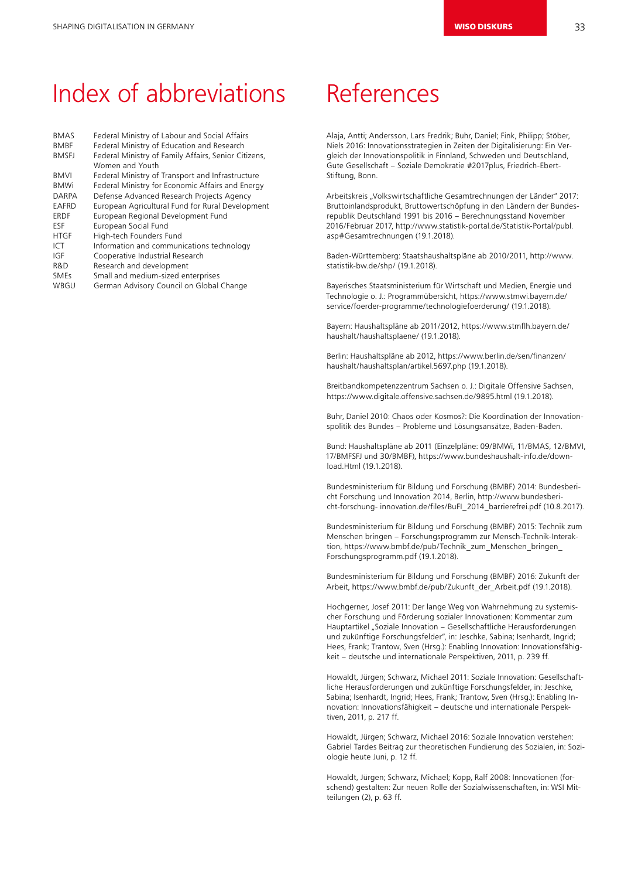# Index of abbreviations

| | |
|---|---|
| BMAS | Federal Ministry of Labour and Social Affairs |
| BMBF | Federal Ministry of Education and Research |
| BMSFJ | Federal Ministry of Family Affairs, Senior Citizens, Women and Youth |
| BMVI | Federal Ministry of Transport and Infrastructure |
| BMWi | Federal Ministry for Economic Affairs and Energy |
| DARPA | Defense Advanced Research Projects Agency |
| EAFRD | European Agricultural Fund for Rural Development |
| ERDF | European Regional Development Fund |
| ESF | European Social Fund |
| HTGF | High-tech Founders Fund |
| ICT | Information and communications technology |
| IGF | Cooperative Industrial Research |
| R&D | Research and development |
| SMEs | Small and medium-sized enterprises |
| WBGU | German Advisory Council on Global Change |

# References

Alaja, Antti; Andersson, Lars Fredrik; Buhr, Daniel; Fink, Philipp; Stöber, Niels 2016: Innovationsstrategien in Zeiten der Digitalisierung: Ein Vergleich der Innovationspolitik in Finnland, Schweden und Deutschland, Gute Gesellschaft – Soziale Demokratie #2017plus, Friedrich-Ebert-Stiftung, Bonn.

Arbeitskreis „Volkswirtschaftliche Gesamtrechnungen der Länder" 2017: Bruttoinlandsprodukt, Bruttowertschöpfung in den Ländern der Bundesrepublik Deutschland 1991 bis 2016 – Berechnungsstand November 2016/Februar 2017, http://www.statistik-portal.de/Statistik-Portal/publ.asp#Gesamtrechnungen (19.1.2018).

Baden-Württemberg: Staatshaushaltspläne ab 2010/2011, http://www.statistik-bw.de/shp/ (19.1.2018).

Bayerisches Staatsministerium für Wirtschaft und Medien, Energie und Technologie o. J.: Programmübersicht, https://www.stmwi.bayern.de/service/foerder-programme/technologiefoerderung/ (19.1.2018).

Bayern: Haushaltspläne ab 2011/2012, https://www.stmflh.bayern.de/haushalt/haushaltsplaene/ (19.1.2018).

Berlin: Haushaltspläne ab 2012, https://www.berlin.de/sen/finanzen/haushalt/haushaltsplan/artikel.5697.php (19.1.2018).

Breitbandkompetenzzentrum Sachsen o. J.: Digitale Offensive Sachsen, https://www.digitale.offensive.sachsen.de/9895.html (19.1.2018).

Buhr, Daniel 2010: Chaos oder Kosmos?: Die Koordination der Innovationspolitik des Bundes – Probleme und Lösungsansätze, Baden-Baden.

Bund: Haushaltspläne ab 2011 (Einzelpläne: 09/BMWi, 11/BMAS, 12/BMVI, 17/BMFSFJ und 30/BMBF), https://www.bundeshaushalt-info.de/download.Html (19.1.2018).

Bundesministerium für Bildung und Forschung (BMBF) 2014: Bundesbericht Forschung und Innovation 2014, Berlin, http://www.bundesbericht-forschung- innovation.de/files/BuFI_2014_barrierefrei.pdf (10.8.2017).

Bundesministerium für Bildung und Forschung (BMBF) 2015: Technik zum Menschen bringen – Forschungsprogramm zur Mensch-Technik-Interaktion, https://www.bmbf.de/pub/Technik_zum_Menschen_bringen_Forschungsprogramm.pdf (19.1.2018).

Bundesministerium für Bildung und Forschung (BMBF) 2016: Zukunft der Arbeit, https://www.bmbf.de/pub/Zukunft_der_Arbeit.pdf (19.1.2018).

Hochgerner, Josef 2011: Der lange Weg von Wahrnehmung zu systemischer Forschung und Förderung sozialer Innovationen: Kommentar zum Hauptartikel „Soziale Innovation – Gesellschaftliche Herausforderungen und zukünftige Forschungsfelder", in: Jeschke, Sabina; Isenhardt, Ingrid; Hees, Frank; Trantow, Sven (Hrsg.): Enabling Innovation: Innovationsfähigkeit – deutsche und internationale Perspektiven, 2011, p. 239 ff.

Howaldt, Jürgen; Schwarz, Michael 2011: Soziale Innovation: Gesellschaftliche Herausforderungen und zukünftige Forschungsfelder, in: Jeschke, Sabina; Isenhardt, Ingrid; Hees, Frank; Trantow, Sven (Hrsg.): Enabling Innovation: Innovationsfähigkeit – deutsche und internationale Perspektiven, 2011, p. 217 ff.

Howaldt, Jürgen; Schwarz, Michael 2016: Soziale Innovation verstehen: Gabriel Tardes Beitrag zur theoretischen Fundierung des Sozialen, in: Soziologie heute Juni, p. 12 ff.

Howaldt, Jürgen; Schwarz, Michael; Kopp, Ralf 2008: Innovationen (forschend) gestalten: Zur neuen Rolle der Sozialwissenschaften, in: WSI Mitteilungen (2), p. 63 ff.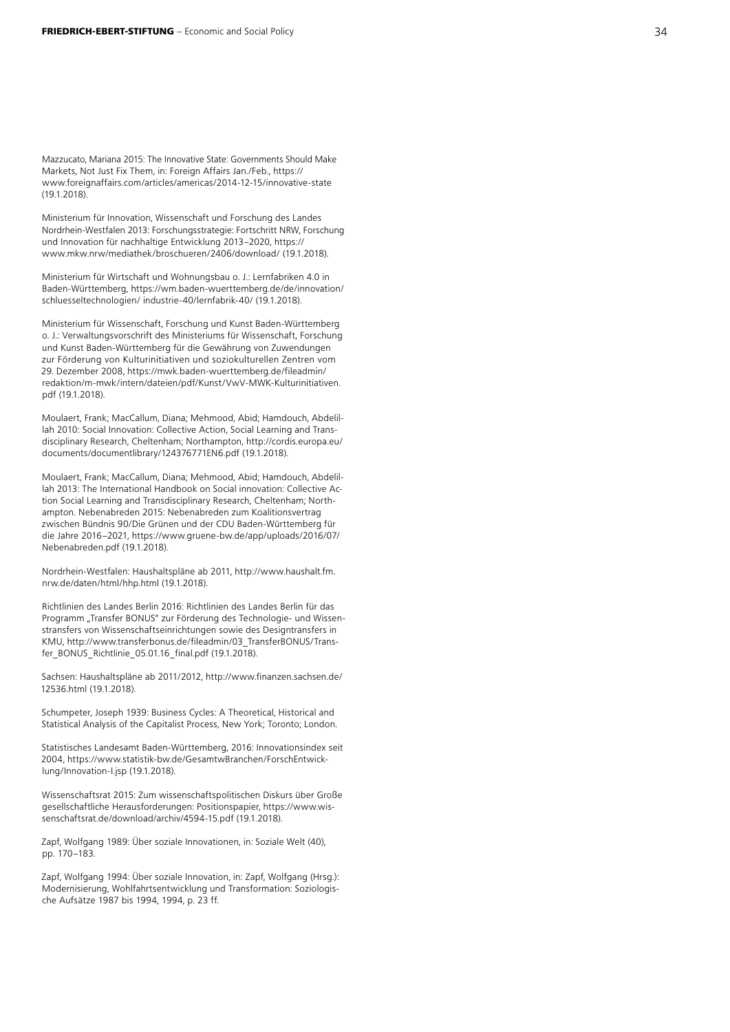Mazzucato, Mariana 2015: The Innovative State: Governments Should Make Markets, Not Just Fix Them, in: Foreign Affairs Jan./Feb., https://www.foreignaffairs.com/articles/americas/2014-12-15/innovative-state (19.1.2018).

Ministerium für Innovation, Wissenschaft und Forschung des Landes Nordrhein-Westfalen 2013: Forschungsstrategie: Fortschritt NRW, Forschung und Innovation für nachhaltige Entwicklung 2013–2020, https://www.mkw.nrw/mediathek/broschueren/2406/download/ (19.1.2018).

Ministerium für Wirtschaft und Wohnungsbau o. J.: Lernfabriken 4.0 in Baden-Württemberg, https://wm.baden-wuerttemberg.de/de/innovation/schluesseltechnologien/ industrie-40/lernfabrik-40/ (19.1.2018).

Ministerium für Wissenschaft, Forschung und Kunst Baden-Württemberg o. J.: Verwaltungsvorschrift des Ministeriums für Wissenschaft, Forschung und Kunst Baden-Württemberg für die Gewährung von Zuwendungen zur Förderung von Kulturinitiativen und soziokulturellen Zentren vom 29. Dezember 2008, https://mwk.baden-wuerttemberg.de/fileadmin/redaktion/m-mwk/intern/dateien/pdf/Kunst/VwV-MWK-Kulturinitiativen.pdf (19.1.2018).

Moulaert, Frank; MacCallum, Diana; Mehmood, Abid; Hamdouch, Abdelillah 2010: Social Innovation: Collective Action, Social Learning and Transdisciplinary Research, Cheltenham; Northampton, http://cordis.europa.eu/documents/documentlibrary/124376771EN6.pdf (19.1.2018).

Moulaert, Frank; MacCallum, Diana; Mehmood, Abid; Hamdouch, Abdelillah 2013: The International Handbook on Social innovation: Collective Action Social Learning and Transdisciplinary Research, Cheltenham; Northampton. Nebenabreden 2015: Nebenabreden zum Koalitionsvertrag zwischen Bündnis 90/Die Grünen und der CDU Baden-Württemberg für die Jahre 2016–2021, https://www.gruene-bw.de/app/uploads/2016/07/Nebenabreden.pdf (19.1.2018).

Nordrhein-Westfalen: Haushaltspläne ab 2011, http://www.haushalt.fm.nrw.de/daten/html/hhp.html (19.1.2018).

Richtlinien des Landes Berlin 2016: Richtlinien des Landes Berlin für das Programm „Transfer BONUS" zur Förderung des Technologie- und Wissenstransfers von Wissenschaftseinrichtungen sowie des Designtransfers in KMU, http://www.transferbonus.de/fileadmin/03_TransferBONUS/Transfer_BONUS_Richtlinie_05.01.16_final.pdf (19.1.2018).

Sachsen: Haushaltspläne ab 2011/2012, http://www.finanzen.sachsen.de/12536.html (19.1.2018).

Schumpeter, Joseph 1939: Business Cycles: A Theoretical, Historical and Statistical Analysis of the Capitalist Process, New York; Toronto; London.

Statistisches Landesamt Baden-Württemberg, 2016: Innovationsindex seit 2004, https://www.statistik-bw.de/GesamtwBranchen/ForschEntwicklung/Innovation-I.jsp (19.1.2018).

Wissenschaftsrat 2015: Zum wissenschaftspolitischen Diskurs über Große gesellschaftliche Herausforderungen: Positionspapier, https://www.wissenschaftsrat.de/download/archiv/4594-15.pdf (19.1.2018).

Zapf, Wolfgang 1989: Über soziale Innovationen, in: Soziale Welt (40), pp. 170–183.

Zapf, Wolfgang 1994: Über soziale Innovation, in: Zapf, Wolfgang (Hrsg.): Modernisierung, Wohlfahrtsentwicklung und Transformation: Soziologische Aufsätze 1987 bis 1994, 1994, p. 23 ff.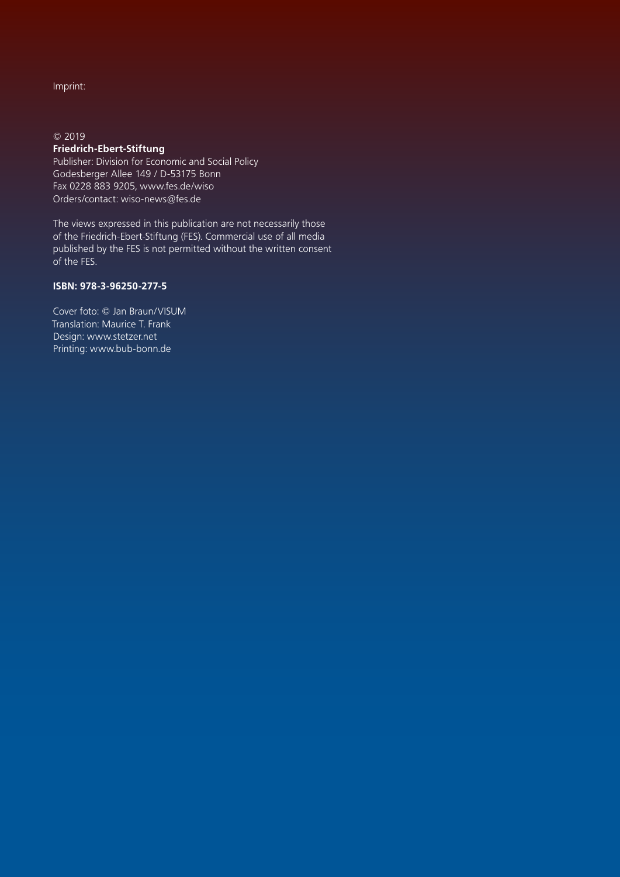Imprint:

© 2019
**Friedrich-Ebert-Stiftung**
Publisher: Division for Economic and Social Policy
Godesberger Allee 149 / D-53175 Bonn
Fax 0228 883 9205, www.fes.de/wiso
Orders/contact: wiso-news@fes.de

The views expressed in this publication are not necessarily those of the Friedrich-Ebert-Stiftung (FES). Commercial use of all media published by the FES is not permitted without the written consent of the FES.

**ISBN: 978-3-96250-277-5**

Cover foto: © Jan Braun/VISUM
Translation: Maurice T. Frank
Design: www.stetzer.net
Printing: www.bub-bonn.de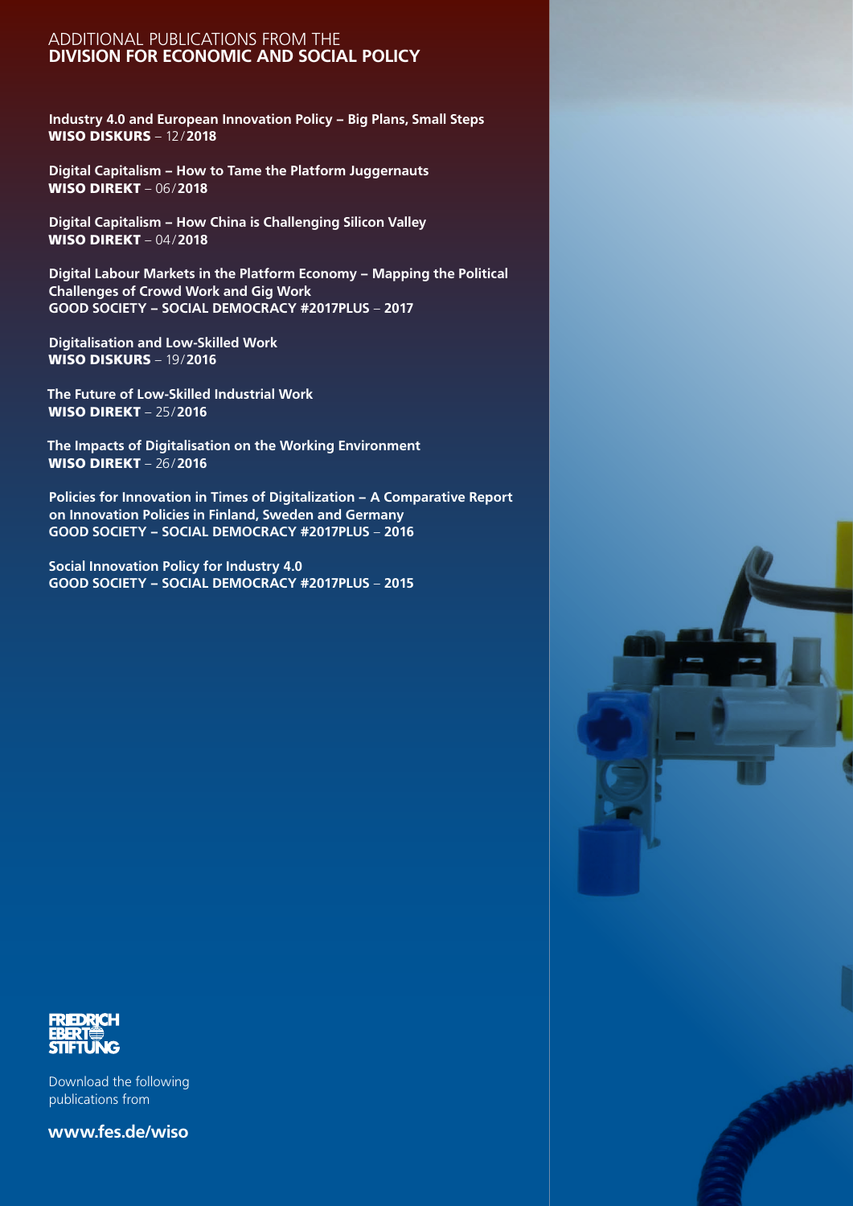# ADDITIONAL PUBLICATIONS FROM THE **DIVISION FOR ECONOMIC AND SOCIAL POLICY**

**Industry 4.0 and European Innovation Policy – Big Plans, Small Steps**
**WISO DISKURS** – 12/**2018**

**Digital Capitalism – How to Tame the Platform Juggernauts**
**WISO DIREKT** – 06/**2018**

**Digital Capitalism – How China is Challenging Silicon Valley**
**WISO DIREKT** – 04/**2018**

**Digital Labour Markets in the Platform Economy – Mapping the Political Challenges of Crowd Work and Gig Work**
**GOOD SOCIETY – SOCIAL DEMOCRACY #2017PLUS** – **2017**

**Digitalisation and Low-Skilled Work**
**WISO DISKURS** – 19/**2016**

**The Future of Low-Skilled Industrial Work**
**WISO DIREKT** – 25/**2016**

**The Impacts of Digitalisation on the Working Environment**
**WISO DIREKT** – 26/**2016**

**Policies for Innovation in Times of Digitalization – A Comparative Report on Innovation Policies in Finland, Sweden and Germany**
**GOOD SOCIETY – SOCIAL DEMOCRACY #2017PLUS** – **2016**

**Social Innovation Policy for Industry 4.0**
**GOOD SOCIETY – SOCIAL DEMOCRACY #2017PLUS** – **2015**

FRIEDRICH EBERT STIFTUNG

Download the following publications from

**www.fes.de/wiso**